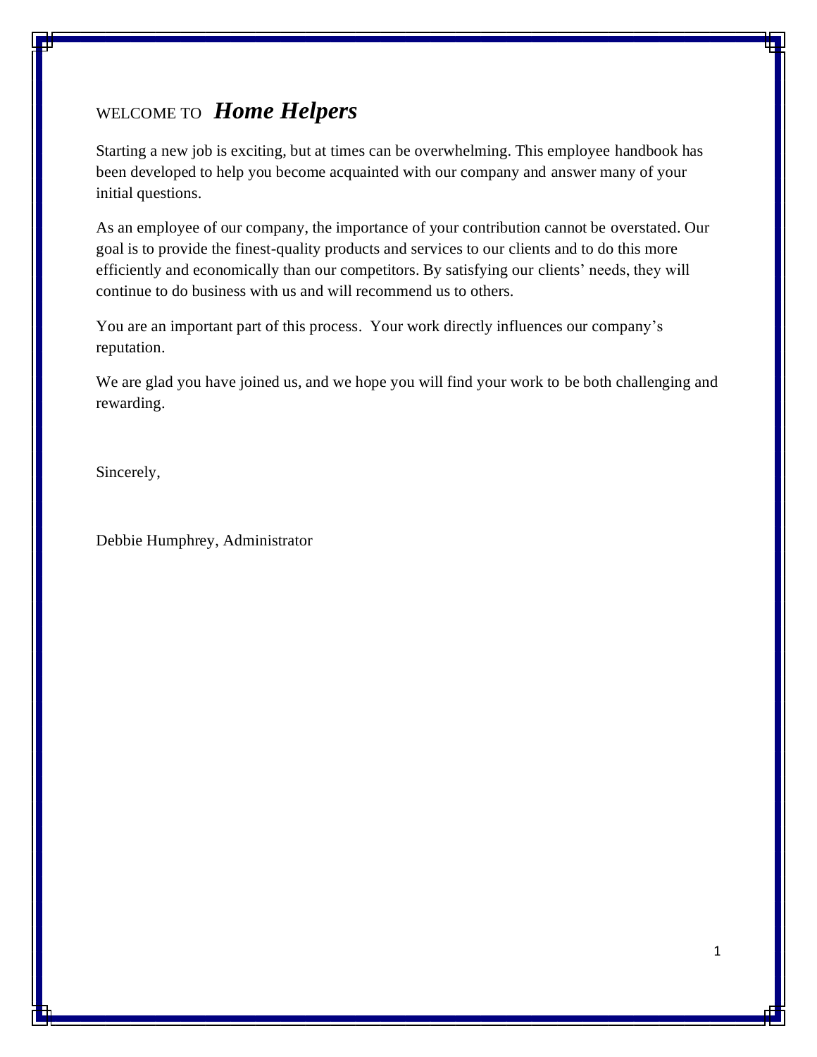# WELCOME TO *Home Helpers*

Starting a new job is exciting, but at times can be overwhelming. This employee handbook has been developed to help you become acquainted with our company and answer many of your initial questions.

As an employee of our company, the importance of your contribution cannot be overstated. Our goal is to provide the finest-quality products and services to our clients and to do this more efficiently and economically than our competitors. By satisfying our clients' needs, they will continue to do business with us and will recommend us to others.

You are an important part of this process. Your work directly influences our company's reputation.

We are glad you have joined us, and we hope you will find your work to be both challenging and rewarding.

Sincerely,

Debbie Humphrey, Administrator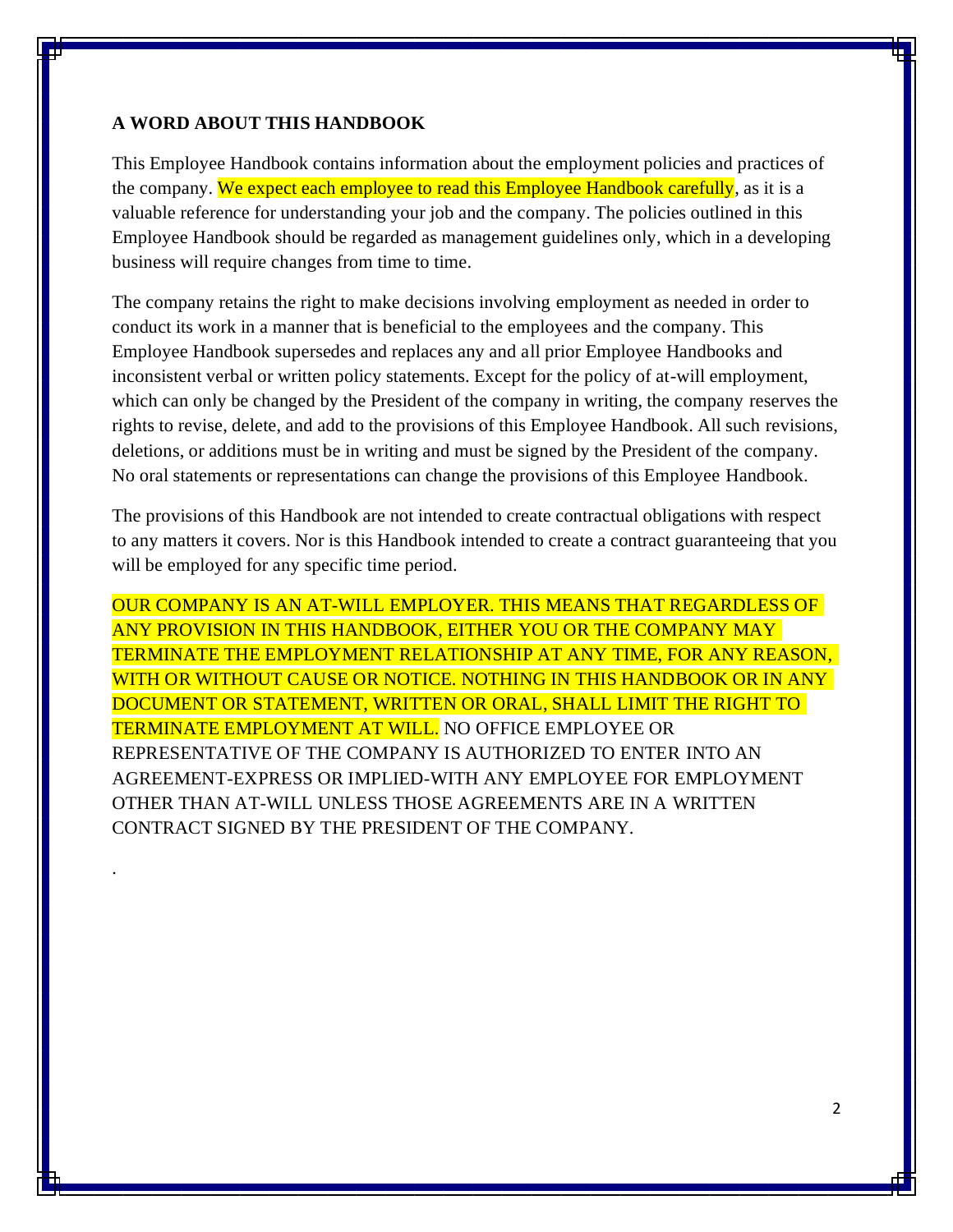## A WORD ABOUT THIS HANDBOOK

This Employee Handbook contains information about the employment policies and practices of the company. We expect each employee to read this Employee Handbook carefully, as it is a valuable reference for understanding your job and the company. The policies outlined in this Employee Handbook should be regarded as management guidelines only, which in a developing business will require changes from time to time.

The company retains the right to make decisions involving employment as needed in order to conduct its work in a manner that is beneficial to the employees and the company. This Employee Handbook supersedes and replaces any and all prior Employee Handbooks and inconsistent verbal or written policy statements. Except for the policy of at-will employment, which can only be changed by the President of the company in writing, the company reserves the rights to revise, delete, and add to the provisions of this Employee Handbook. All such revisions, deletions, or additions must be in writing and must be signed by the President of the company. No oral statements or representations can change the provisions of this Employee Handbook.

The provisions of this Handbook are not intended to create contractual obligations with respect to any matters it covers. Nor is this Handbook intended to create a contract guaranteeing that you will be employed for any specific time period.

OUR COMPANY IS AN AT-WILL EMPLOYER. THIS MEANS THAT REGARDLESS OF ANY PROVISION IN THIS HANDBOOK, EITHER YOU OR THE COMPANY MAY TERMINATE THE EMPLOYMENT RELATIONSHIP AT ANY TIME, FOR ANY REASON, WITH OR WITHOUT CAUSE OR NOTICE. NOTHING IN THIS HANDBOOK OR IN ANY DOCUMENT OR STATEMENT, WRITTEN OR ORAL, SHALL LIMIT THE RIGHT TO TERMINATE EMPLOYMENT AT WILL. NO OFFICE EMPLOYEE OR REPRESENTATIVE OF THE COMPANY IS AUTHORIZED TO ENTER INTO AN AGREEMENT-EXPRESS OR IMPLIED-WITH ANY EMPLOYEE FOR EMPLOYMENT OTHER THAN AT-WILL UNLESS THOSE AGREEMENTS ARE IN A WRITTEN CONTRACT SIGNED BY THE PRESIDENT OF THE COMPANY.

.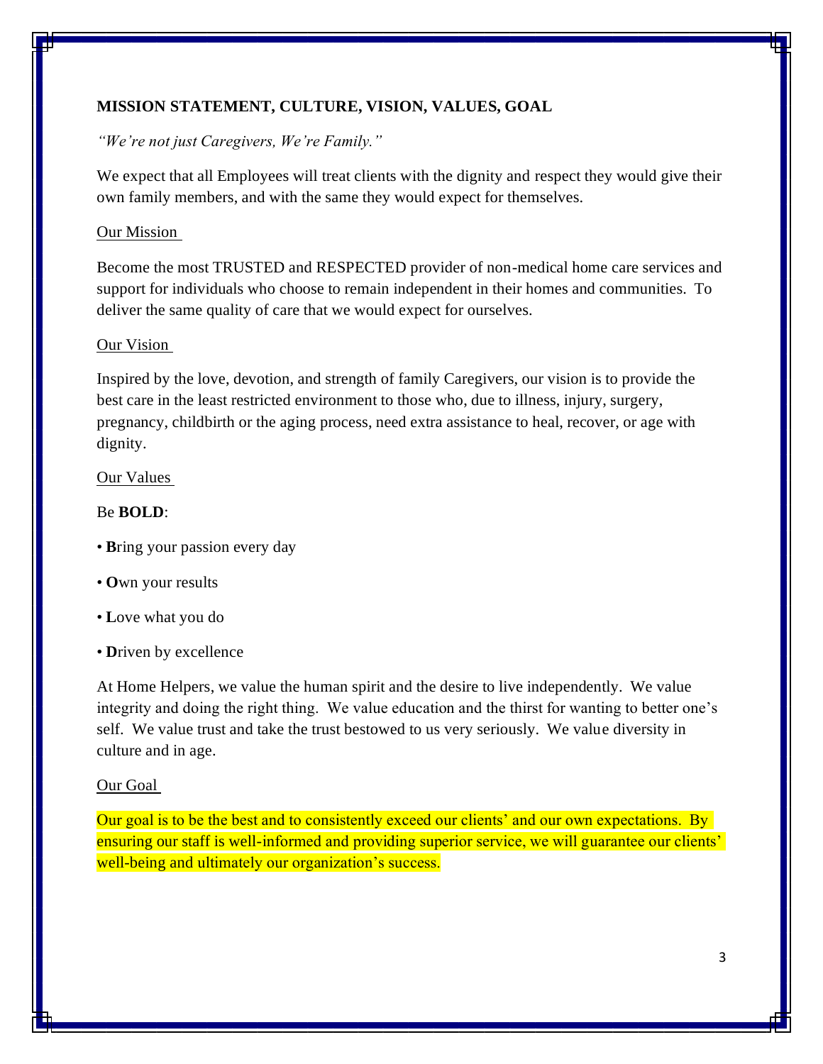## MISSION STATEMENT, CULTURE, VISION, VALUES, GOAL

*"We're not just Caregivers, We're Family."*

We expect that all Employees will treat clients with the dignity and respect they would give their own family members, and with the same they would expect for themselves.

### Our Mission

Become the most TRUSTED and RESPECTED provider of non-medical home care services and support for individuals who choose to remain independent in their homes and communities. To deliver the same quality of care that we would expect for ourselves.

### Our Vision

Inspired by the love, devotion, and strength of family Caregivers, our vision is to provide the best care in the least restricted environment to those who, due to illness, injury, surgery, pregnancy, childbirth or the aging process, need extra assistance to heal, recover, or age with dignity.

### Our Values

Be **BOLD**:

- **B**ring your passion every day
- **O**wn your results
- **L**ove what you do
- **D**riven by excellence

At Home Helpers, we value the human spirit and the desire to live independently. We value integrity and doing the right thing. We value education and the thirst for wanting to better one's self. We value trust and take the trust bestowed to us very seriously. We value diversity in culture and in age.

### Our Goal

Our goal is to be the best and to consistently exceed our clients' and our own expectations. By ensuring our staff is well-informed and providing superior service, we will guarantee our clients' well-being and ultimately our organization's success.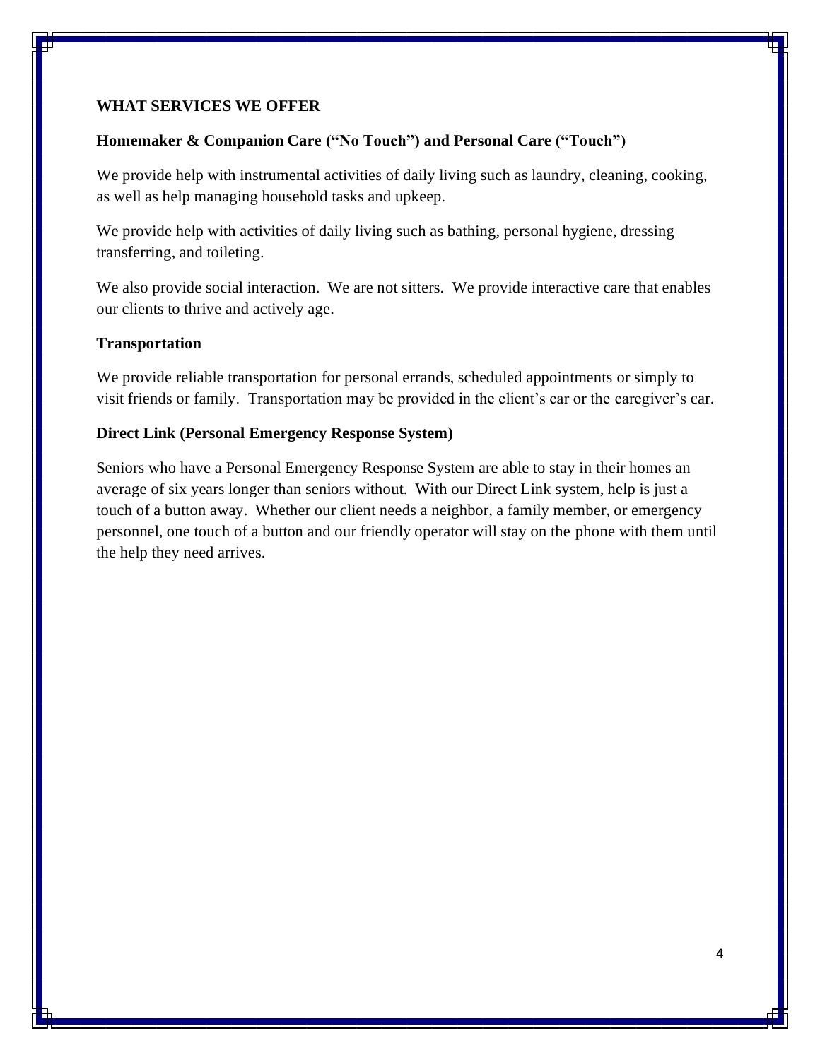## WHAT SERVICES WE OFFER

### Homemaker & Companion Care ("No Touch") and Personal Care ("Touch")

We provide help with instrumental activities of daily living such as laundry, cleaning, cooking, as well as help managing household tasks and upkeep.

We provide help with activities of daily living such as bathing, personal hygiene, dressing transferring, and toileting.

We also provide social interaction. We are not sitters. We provide interactive care that enables our clients to thrive and actively age.

### Transportation

We provide reliable transportation for personal errands, scheduled appointments or simply to visit friends or family. Transportation may be provided in the client's car or the caregiver's car.

### Direct Link (Personal Emergency Response System)

Seniors who have a Personal Emergency Response System are able to stay in their homes an average of six years longer than seniors without. With our Direct Link system, help is just a touch of a button away. Whether our client needs a neighbor, a family member, or emergency personnel, one touch of a button and our friendly operator will stay on the phone with them until the help they need arrives.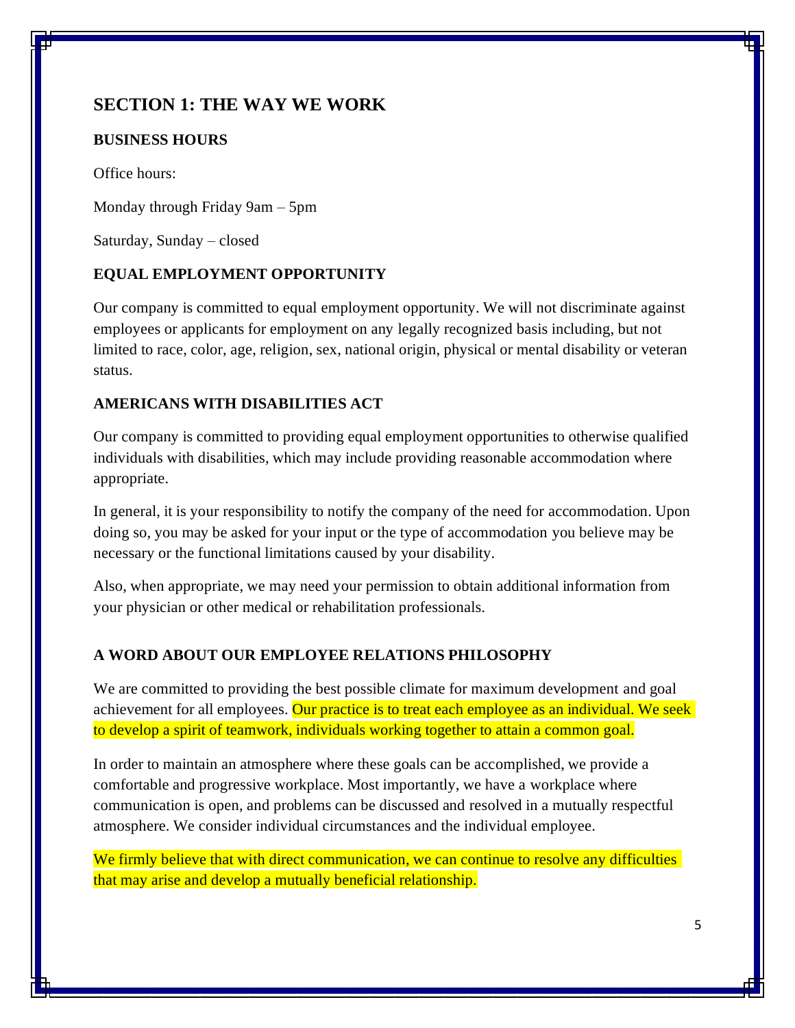## SECTION 1: THE WAY WE WORK

### BUSINESS HOURS

Office hours:

Monday through Friday 9am – 5pm

Saturday, Sunday – closed

### EQUAL EMPLOYMENT OPPORTUNITY

Our company is committed to equal employment opportunity. We will not discriminate against employees or applicants for employment on any legally recognized basis including, but not limited to race, color, age, religion, sex, national origin, physical or mental disability or veteran status.

### AMERICANS WITH DISABILITIES ACT

Our company is committed to providing equal employment opportunities to otherwise qualified individuals with disabilities, which may include providing reasonable accommodation where appropriate.

In general, it is your responsibility to notify the company of the need for accommodation. Upon doing so, you may be asked for your input or the type of accommodation you believe may be necessary or the functional limitations caused by your disability.

Also, when appropriate, we may need your permission to obtain additional information from your physician or other medical or rehabilitation professionals.

### A WORD ABOUT OUR EMPLOYEE RELATIONS PHILOSOPHY

We are committed to providing the best possible climate for maximum development and goal achievement for all employees. Our practice is to treat each employee as an individual. We seek to develop a spirit of teamwork, individuals working together to attain a common goal.

In order to maintain an atmosphere where these goals can be accomplished, we provide a comfortable and progressive workplace. Most importantly, we have a workplace where communication is open, and problems can be discussed and resolved in a mutually respectful atmosphere. We consider individual circumstances and the individual employee.

We firmly believe that with direct communication, we can continue to resolve any difficulties that may arise and develop a mutually beneficial relationship.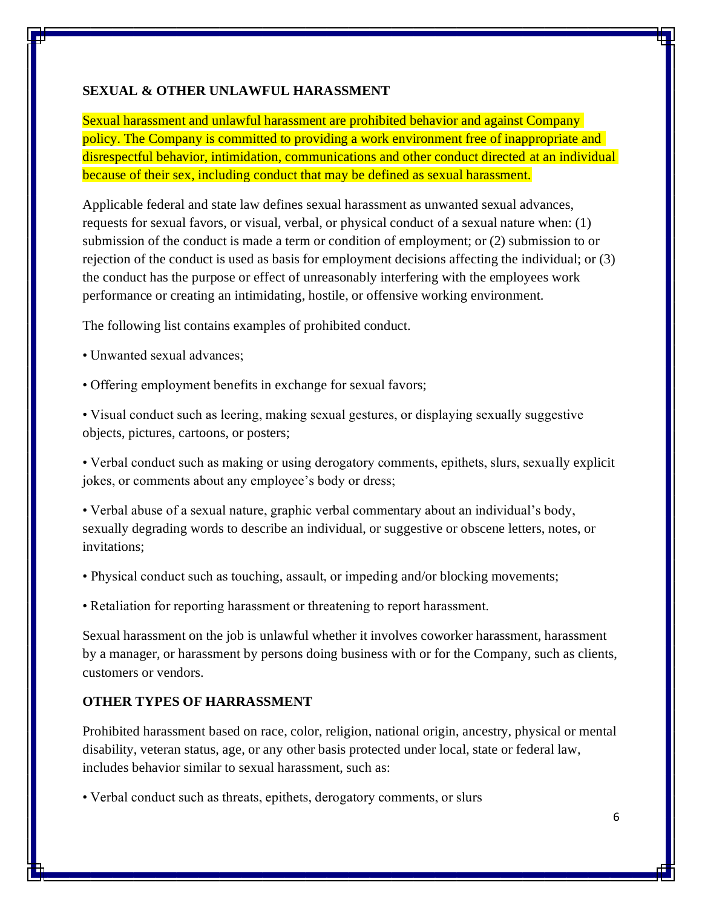## SEXUAL & OTHER UNLAWFUL HARASSMENT

Sexual harassment and unlawful harassment are prohibited behavior and against Company policy. The Company is committed to providing a work environment free of inappropriate and disrespectful behavior, intimidation, communications and other conduct directed at an individual because of their sex, including conduct that may be defined as sexual harassment.

Applicable federal and state law defines sexual harassment as unwanted sexual advances, requests for sexual favors, or visual, verbal, or physical conduct of a sexual nature when: (1) submission of the conduct is made a term or condition of employment; or (2) submission to or rejection of the conduct is used as basis for employment decisions affecting the individual; or (3) the conduct has the purpose or effect of unreasonably interfering with the employees work performance or creating an intimidating, hostile, or offensive working environment.

The following list contains examples of prohibited conduct.

- Unwanted sexual advances;
- Offering employment benefits in exchange for sexual favors;
- Visual conduct such as leering, making sexual gestures, or displaying sexually suggestive objects, pictures, cartoons, or posters;
- Verbal conduct such as making or using derogatory comments, epithets, slurs, sexually explicit jokes, or comments about any employee's body or dress;
- Verbal abuse of a sexual nature, graphic verbal commentary about an individual's body, sexually degrading words to describe an individual, or suggestive or obscene letters, notes, or invitations;
- Physical conduct such as touching, assault, or impeding and/or blocking movements;
- Retaliation for reporting harassment or threatening to report harassment.

Sexual harassment on the job is unlawful whether it involves coworker harassment, harassment by a manager, or harassment by persons doing business with or for the Company, such as clients, customers or vendors.

## OTHER TYPES OF HARRASSMENT

Prohibited harassment based on race, color, religion, national origin, ancestry, physical or mental disability, veteran status, age, or any other basis protected under local, state or federal law, includes behavior similar to sexual harassment, such as:

- Verbal conduct such as threats, epithets, derogatory comments, or slurs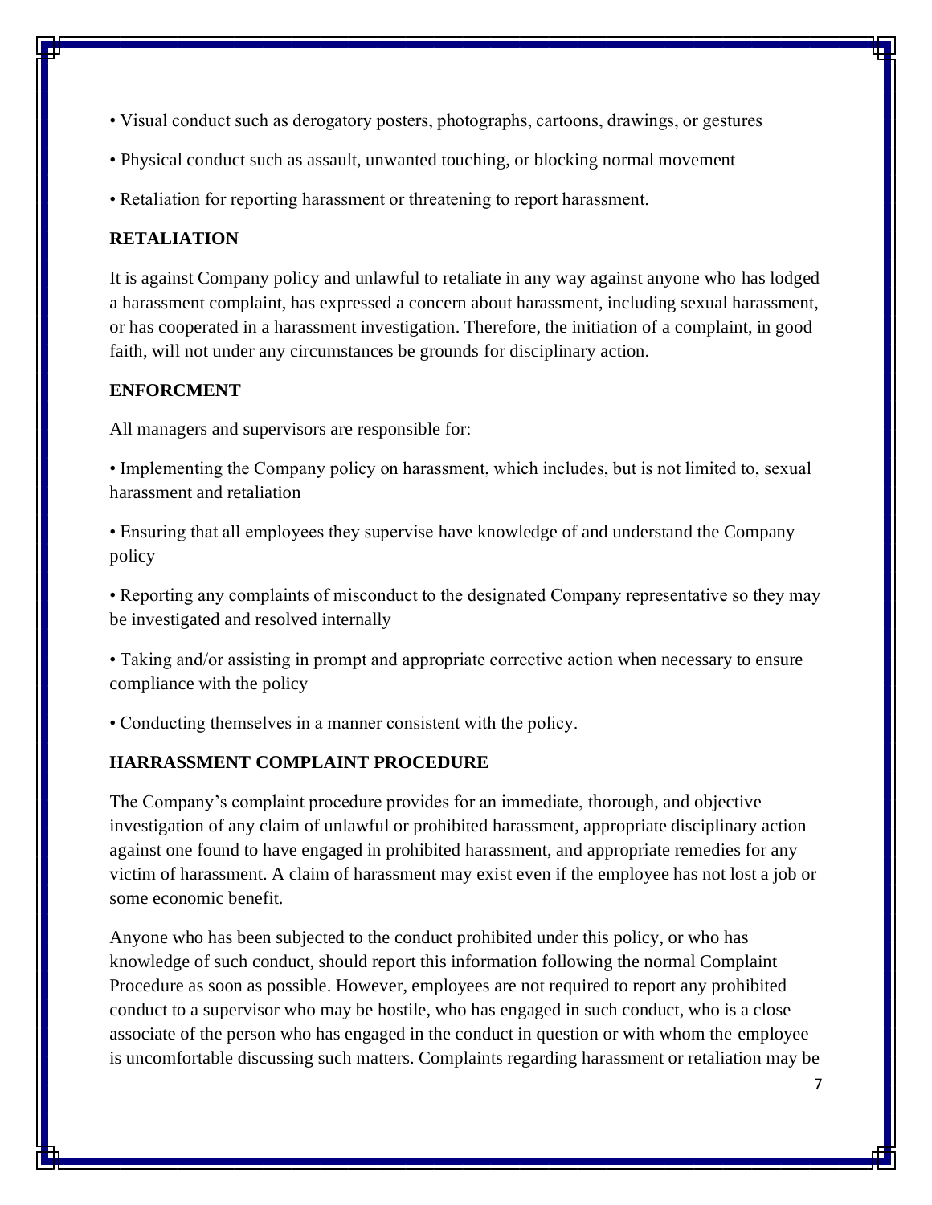- Visual conduct such as derogatory posters, photographs, cartoons, drawings, or gestures
- Physical conduct such as assault, unwanted touching, or blocking normal movement
- Retaliation for reporting harassment or threatening to report harassment.

**RETALIATION**

It is against Company policy and unlawful to retaliate in any way against anyone who has lodged a harassment complaint, has expressed a concern about harassment, including sexual harassment, or has cooperated in a harassment investigation. Therefore, the initiation of a complaint, in good faith, will not under any circumstances be grounds for disciplinary action.

**ENFORCMENT**

All managers and supervisors are responsible for:

- Implementing the Company policy on harassment, which includes, but is not limited to, sexual harassment and retaliation
- Ensuring that all employees they supervise have knowledge of and understand the Company policy
- Reporting any complaints of misconduct to the designated Company representative so they may be investigated and resolved internally
- Taking and/or assisting in prompt and appropriate corrective action when necessary to ensure compliance with the policy
- Conducting themselves in a manner consistent with the policy.

**HARRASSMENT COMPLAINT PROCEDURE**

The Company's complaint procedure provides for an immediate, thorough, and objective investigation of any claim of unlawful or prohibited harassment, appropriate disciplinary action against one found to have engaged in prohibited harassment, and appropriate remedies for any victim of harassment. A claim of harassment may exist even if the employee has not lost a job or some economic benefit.

Anyone who has been subjected to the conduct prohibited under this policy, or who has knowledge of such conduct, should report this information following the normal Complaint Procedure as soon as possible. However, employees are not required to report any prohibited conduct to a supervisor who may be hostile, who has engaged in such conduct, who is a close associate of the person who has engaged in the conduct in question or with whom the employee is uncomfortable discussing such matters. Complaints regarding harassment or retaliation may be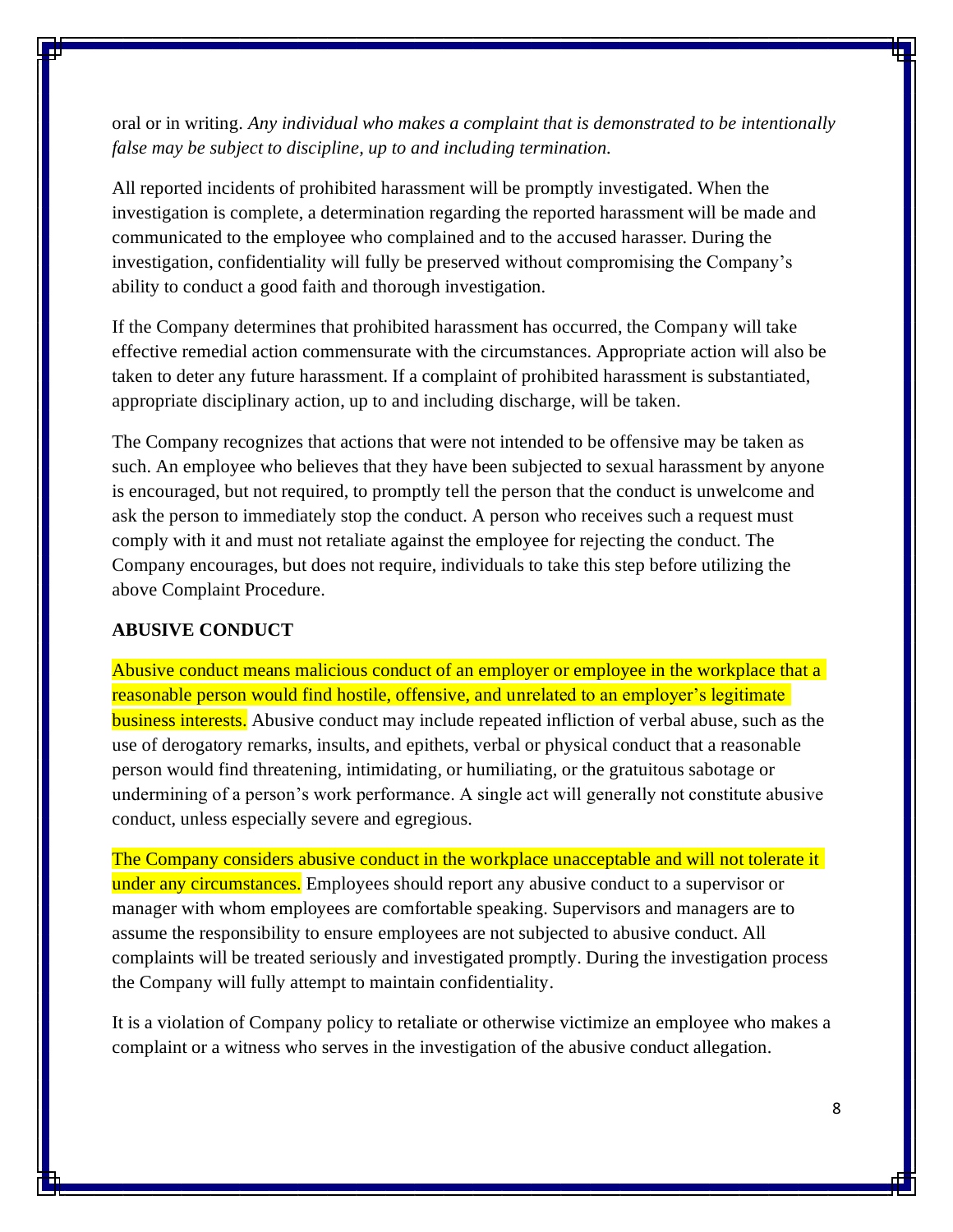oral or in writing. *Any individual who makes a complaint that is demonstrated to be intentionally false may be subject to discipline, up to and including termination.*

All reported incidents of prohibited harassment will be promptly investigated. When the investigation is complete, a determination regarding the reported harassment will be made and communicated to the employee who complained and to the accused harasser. During the investigation, confidentiality will fully be preserved without compromising the Company's ability to conduct a good faith and thorough investigation.

If the Company determines that prohibited harassment has occurred, the Company will take effective remedial action commensurate with the circumstances. Appropriate action will also be taken to deter any future harassment. If a complaint of prohibited harassment is substantiated, appropriate disciplinary action, up to and including discharge, will be taken.

The Company recognizes that actions that were not intended to be offensive may be taken as such. An employee who believes that they have been subjected to sexual harassment by anyone is encouraged, but not required, to promptly tell the person that the conduct is unwelcome and ask the person to immediately stop the conduct. A person who receives such a request must comply with it and must not retaliate against the employee for rejecting the conduct. The Company encourages, but does not require, individuals to take this step before utilizing the above Complaint Procedure.

**ABUSIVE CONDUCT**

Abusive conduct means malicious conduct of an employer or employee in the workplace that a reasonable person would find hostile, offensive, and unrelated to an employer's legitimate business interests. Abusive conduct may include repeated infliction of verbal abuse, such as the use of derogatory remarks, insults, and epithets, verbal or physical conduct that a reasonable person would find threatening, intimidating, or humiliating, or the gratuitous sabotage or undermining of a person's work performance. A single act will generally not constitute abusive conduct, unless especially severe and egregious.

The Company considers abusive conduct in the workplace unacceptable and will not tolerate it under any circumstances. Employees should report any abusive conduct to a supervisor or manager with whom employees are comfortable speaking. Supervisors and managers are to assume the responsibility to ensure employees are not subjected to abusive conduct. All complaints will be treated seriously and investigated promptly. During the investigation process the Company will fully attempt to maintain confidentiality.

It is a violation of Company policy to retaliate or otherwise victimize an employee who makes a complaint or a witness who serves in the investigation of the abusive conduct allegation.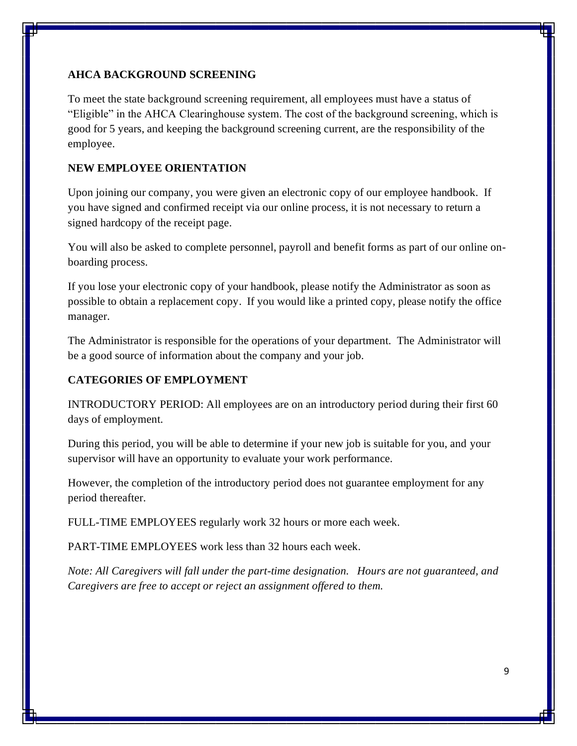## AHCA BACKGROUND SCREENING

To meet the state background screening requirement, all employees must have a status of "Eligible" in the AHCA Clearinghouse system. The cost of the background screening, which is good for 5 years, and keeping the background screening current, are the responsibility of the employee.

## NEW EMPLOYEE ORIENTATION

Upon joining our company, you were given an electronic copy of our employee handbook. If you have signed and confirmed receipt via our online process, it is not necessary to return a signed hardcopy of the receipt page.

You will also be asked to complete personnel, payroll and benefit forms as part of our online on-boarding process.

If you lose your electronic copy of your handbook, please notify the Administrator as soon as possible to obtain a replacement copy. If you would like a printed copy, please notify the office manager.

The Administrator is responsible for the operations of your department. The Administrator will be a good source of information about the company and your job.

## CATEGORIES OF EMPLOYMENT

INTRODUCTORY PERIOD: All employees are on an introductory period during their first 60 days of employment.

During this period, you will be able to determine if your new job is suitable for you, and your supervisor will have an opportunity to evaluate your work performance.

However, the completion of the introductory period does not guarantee employment for any period thereafter.

FULL-TIME EMPLOYEES regularly work 32 hours or more each week.

PART-TIME EMPLOYEES work less than 32 hours each week.

*Note: All Caregivers will fall under the part-time designation. Hours are not guaranteed, and Caregivers are free to accept or reject an assignment offered to them.*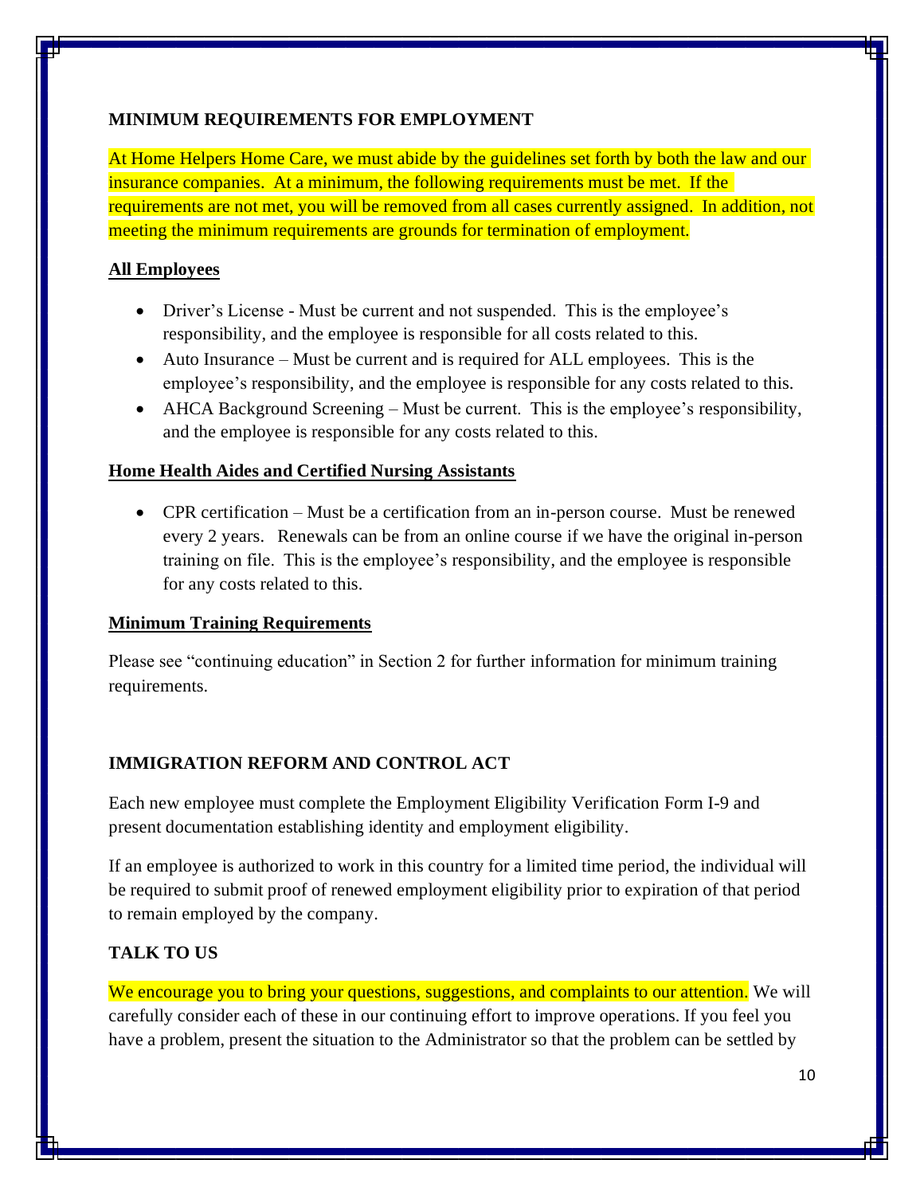## MINIMUM REQUIREMENTS FOR EMPLOYMENT

At Home Helpers Home Care, we must abide by the guidelines set forth by both the law and our insurance companies. At a minimum, the following requirements must be met. If the requirements are not met, you will be removed from all cases currently assigned. In addition, not meeting the minimum requirements are grounds for termination of employment.

### All Employees

- Driver's License - Must be current and not suspended. This is the employee's responsibility, and the employee is responsible for all costs related to this.
- Auto Insurance – Must be current and is required for ALL employees. This is the employee's responsibility, and the employee is responsible for any costs related to this.
- AHCA Background Screening – Must be current. This is the employee's responsibility, and the employee is responsible for any costs related to this.

### Home Health Aides and Certified Nursing Assistants

- CPR certification – Must be a certification from an in-person course. Must be renewed every 2 years. Renewals can be from an online course if we have the original in-person training on file. This is the employee's responsibility, and the employee is responsible for any costs related to this.

### Minimum Training Requirements

Please see "continuing education" in Section 2 for further information for minimum training requirements.

## IMMIGRATION REFORM AND CONTROL ACT

Each new employee must complete the Employment Eligibility Verification Form I-9 and present documentation establishing identity and employment eligibility.

If an employee is authorized to work in this country for a limited time period, the individual will be required to submit proof of renewed employment eligibility prior to expiration of that period to remain employed by the company.

## TALK TO US

We encourage you to bring your questions, suggestions, and complaints to our attention. We will carefully consider each of these in our continuing effort to improve operations. If you feel you have a problem, present the situation to the Administrator so that the problem can be settled by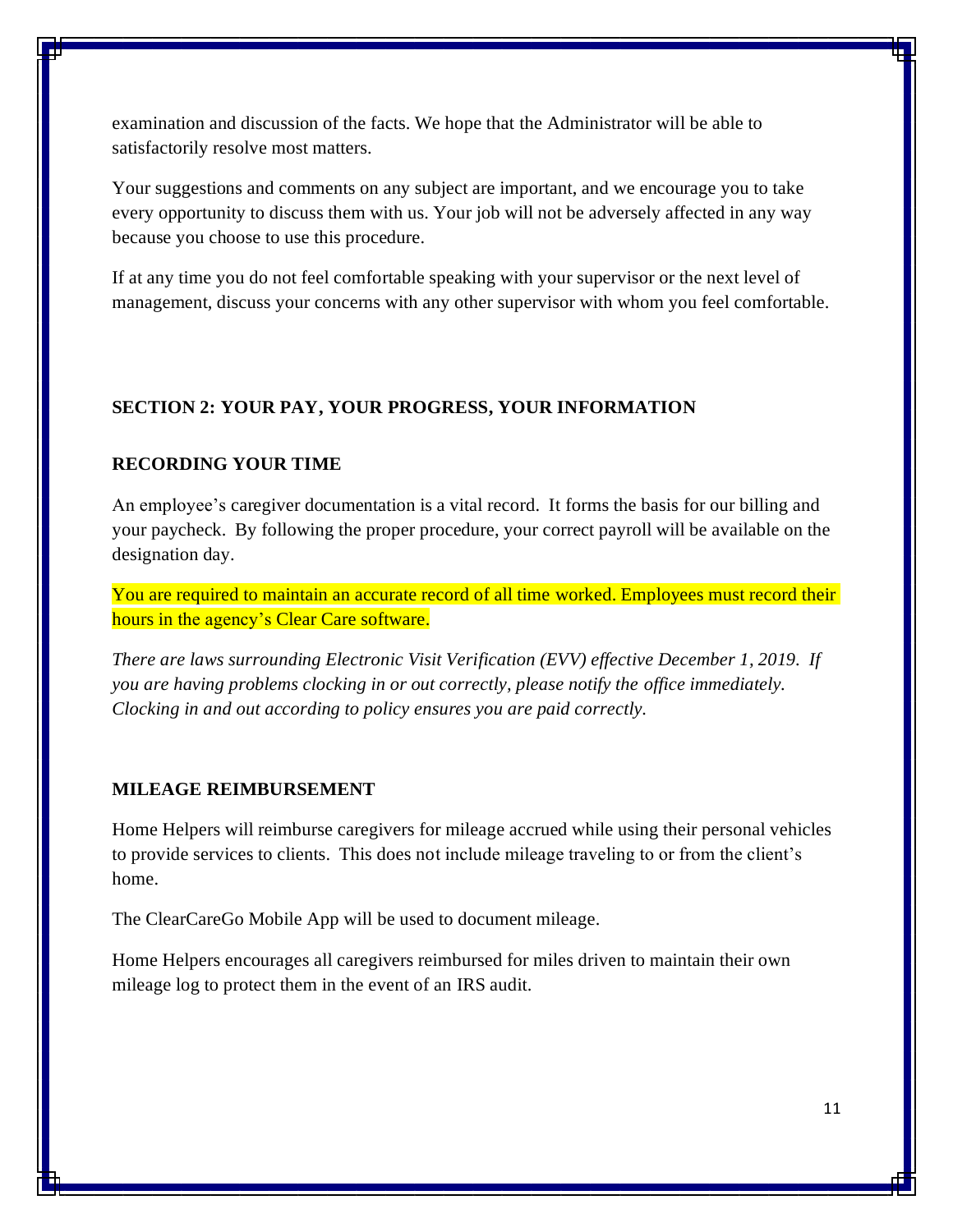examination and discussion of the facts. We hope that the Administrator will be able to satisfactorily resolve most matters.

Your suggestions and comments on any subject are important, and we encourage you to take every opportunity to discuss them with us. Your job will not be adversely affected in any way because you choose to use this procedure.

If at any time you do not feel comfortable speaking with your supervisor or the next level of management, discuss your concerns with any other supervisor with whom you feel comfortable.

## SECTION 2: YOUR PAY, YOUR PROGRESS, YOUR INFORMATION

### RECORDING YOUR TIME

An employee's caregiver documentation is a vital record. It forms the basis for our billing and your paycheck. By following the proper procedure, your correct payroll will be available on the designation day.

You are required to maintain an accurate record of all time worked. Employees must record their hours in the agency's Clear Care software.

*There are laws surrounding Electronic Visit Verification (EVV) effective December 1, 2019. If you are having problems clocking in or out correctly, please notify the office immediately. Clocking in and out according to policy ensures you are paid correctly.*

### MILEAGE REIMBURSEMENT

Home Helpers will reimburse caregivers for mileage accrued while using their personal vehicles to provide services to clients. This does not include mileage traveling to or from the client's home.

The ClearCareGo Mobile App will be used to document mileage.

Home Helpers encourages all caregivers reimbursed for miles driven to maintain their own mileage log to protect them in the event of an IRS audit.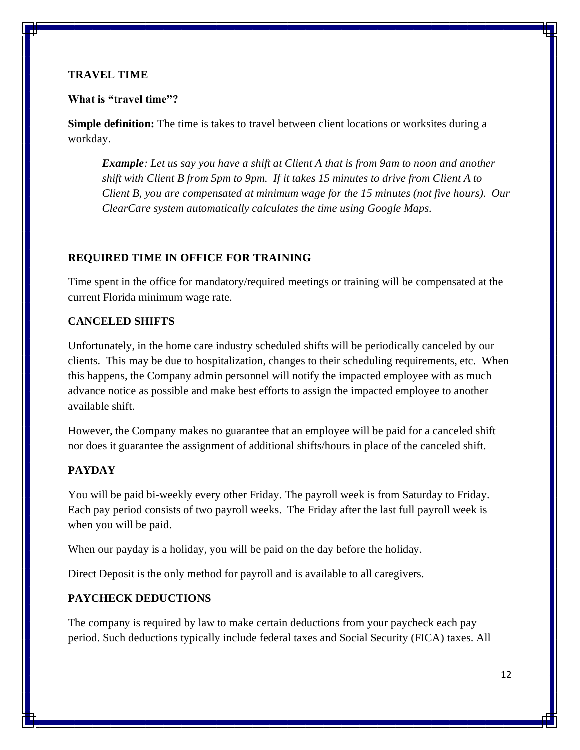## TRAVEL TIME

**What is "travel time"?**

**Simple definition:** The time is takes to travel between client locations or worksites during a workday.

> ***Example****: Let us say you have a shift at Client A that is from 9am to noon and another shift with Client B from 5pm to 9pm. If it takes 15 minutes to drive from Client A to Client B, you are compensated at minimum wage for the 15 minutes (not five hours). Our ClearCare system automatically calculates the time using Google Maps.*

## REQUIRED TIME IN OFFICE FOR TRAINING

Time spent in the office for mandatory/required meetings or training will be compensated at the current Florida minimum wage rate.

## CANCELED SHIFTS

Unfortunately, in the home care industry scheduled shifts will be periodically canceled by our clients. This may be due to hospitalization, changes to their scheduling requirements, etc. When this happens, the Company admin personnel will notify the impacted employee with as much advance notice as possible and make best efforts to assign the impacted employee to another available shift.

However, the Company makes no guarantee that an employee will be paid for a canceled shift nor does it guarantee the assignment of additional shifts/hours in place of the canceled shift.

## PAYDAY

You will be paid bi-weekly every other Friday. The payroll week is from Saturday to Friday. Each pay period consists of two payroll weeks. The Friday after the last full payroll week is when you will be paid.

When our payday is a holiday, you will be paid on the day before the holiday.

Direct Deposit is the only method for payroll and is available to all caregivers.

## PAYCHECK DEDUCTIONS

The company is required by law to make certain deductions from your paycheck each pay period. Such deductions typically include federal taxes and Social Security (FICA) taxes. All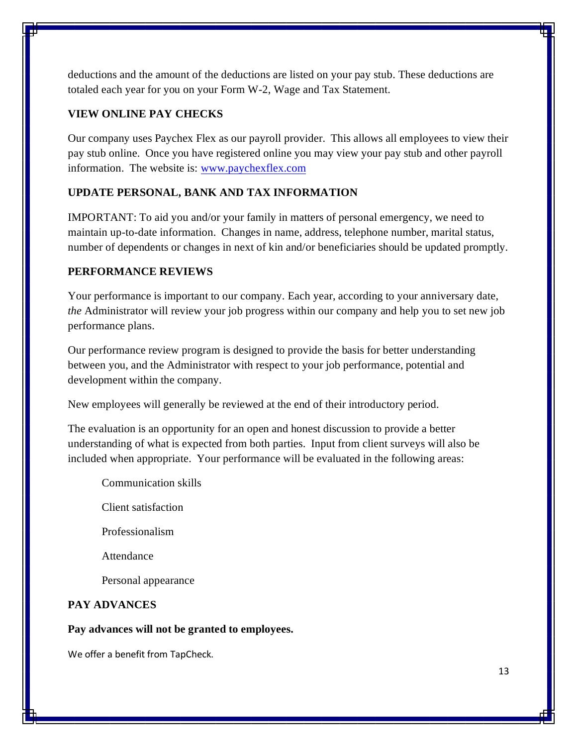deductions and the amount of the deductions are listed on your pay stub. These deductions are totaled each year for you on your Form W-2, Wage and Tax Statement.

**VIEW ONLINE PAY CHECKS**

Our company uses Paychex Flex as our payroll provider. This allows all employees to view their pay stub online. Once you have registered online you may view your pay stub and other payroll information. The website is: www.paychexflex.com

**UPDATE PERSONAL, BANK AND TAX INFORMATION**

IMPORTANT: To aid you and/or your family in matters of personal emergency, we need to maintain up-to-date information. Changes in name, address, telephone number, marital status, number of dependents or changes in next of kin and/or beneficiaries should be updated promptly.

**PERFORMANCE REVIEWS**

Your performance is important to our company. Each year, according to your anniversary date, *the* Administrator will review your job progress within our company and help you to set new job performance plans.

Our performance review program is designed to provide the basis for better understanding between you, and the Administrator with respect to your job performance, potential and development within the company.

New employees will generally be reviewed at the end of their introductory period.

The evaluation is an opportunity for an open and honest discussion to provide a better understanding of what is expected from both parties. Input from client surveys will also be included when appropriate. Your performance will be evaluated in the following areas:

Communication skills

Client satisfaction

Professionalism

Attendance

Personal appearance

**PAY ADVANCES**

**Pay advances will not be granted to employees.**

We offer a benefit from TapCheck.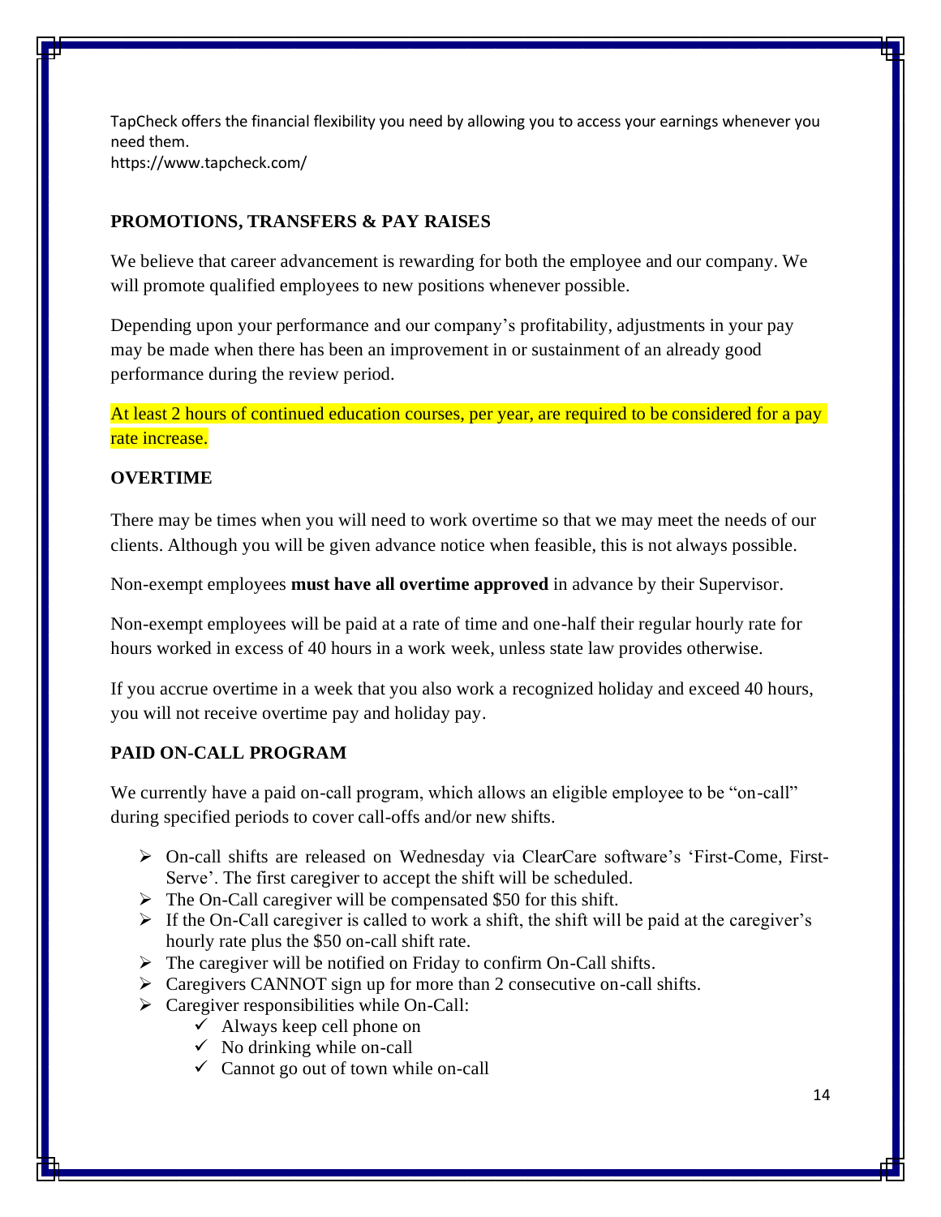TapCheck offers the financial flexibility you need by allowing you to access your earnings whenever you need them.
https://www.tapcheck.com/

## PROMOTIONS, TRANSFERS & PAY RAISES

We believe that career advancement is rewarding for both the employee and our company. We will promote qualified employees to new positions whenever possible.

Depending upon your performance and our company's profitability, adjustments in your pay may be made when there has been an improvement in or sustainment of an already good performance during the review period.

At least 2 hours of continued education courses, per year, are required to be considered for a pay rate increase.

## OVERTIME

There may be times when you will need to work overtime so that we may meet the needs of our clients. Although you will be given advance notice when feasible, this is not always possible.

Non-exempt employees **must have all overtime approved** in advance by their Supervisor.

Non-exempt employees will be paid at a rate of time and one-half their regular hourly rate for hours worked in excess of 40 hours in a work week, unless state law provides otherwise.

If you accrue overtime in a week that you also work a recognized holiday and exceed 40 hours, you will not receive overtime pay and holiday pay.

## PAID ON-CALL PROGRAM

We currently have a paid on-call program, which allows an eligible employee to be "on-call" during specified periods to cover call-offs and/or new shifts.

- On-call shifts are released on Wednesday via ClearCare software's 'First-Come, First-Serve'. The first caregiver to accept the shift will be scheduled.
- The On-Call caregiver will be compensated $50 for this shift.
- If the On-Call caregiver is called to work a shift, the shift will be paid at the caregiver's hourly rate plus the $50 on-call shift rate.
- The caregiver will be notified on Friday to confirm On-Call shifts.
- Caregivers CANNOT sign up for more than 2 consecutive on-call shifts.
- Caregiver responsibilities while On-Call:
  - ✓ Always keep cell phone on
  - ✓ No drinking while on-call
  - ✓ Cannot go out of town while on-call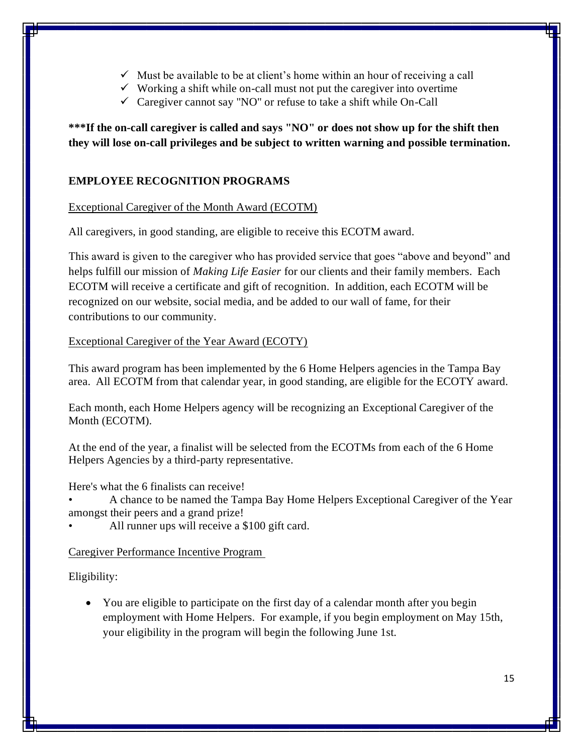- ✓ Must be available to be at client's home within an hour of receiving a call
- ✓ Working a shift while on-call must not put the caregiver into overtime
- ✓ Caregiver cannot say "NO" or refuse to take a shift while On-Call

**\*\*\*If the on-call caregiver is called and says "NO" or does not show up for the shift then they will lose on-call privileges and be subject to written warning and possible termination.**

## EMPLOYEE RECOGNITION PROGRAMS

<u>Exceptional Caregiver of the Month Award (ECOTM)</u>

All caregivers, in good standing, are eligible to receive this ECOTM award.

This award is given to the caregiver who has provided service that goes "above and beyond" and helps fulfill our mission of *Making Life Easier* for our clients and their family members. Each ECOTM will receive a certificate and gift of recognition. In addition, each ECOTM will be recognized on our website, social media, and be added to our wall of fame, for their contributions to our community.

<u>Exceptional Caregiver of the Year Award (ECOTY)</u>

This award program has been implemented by the 6 Home Helpers agencies in the Tampa Bay area. All ECOTM from that calendar year, in good standing, are eligible for the ECOTY award.

Each month, each Home Helpers agency will be recognizing an Exceptional Caregiver of the Month (ECOTM).

At the end of the year, a finalist will be selected from the ECOTMs from each of the 6 Home Helpers Agencies by a third-party representative.

Here's what the 6 finalists can receive!

- A chance to be named the Tampa Bay Home Helpers Exceptional Caregiver of the Year amongst their peers and a grand prize!
- All runner ups will receive a $100 gift card.

<u>Caregiver Performance Incentive Program</u>

Eligibility:

- You are eligible to participate on the first day of a calendar month after you begin employment with Home Helpers. For example, if you begin employment on May 15th, your eligibility in the program will begin the following June 1st.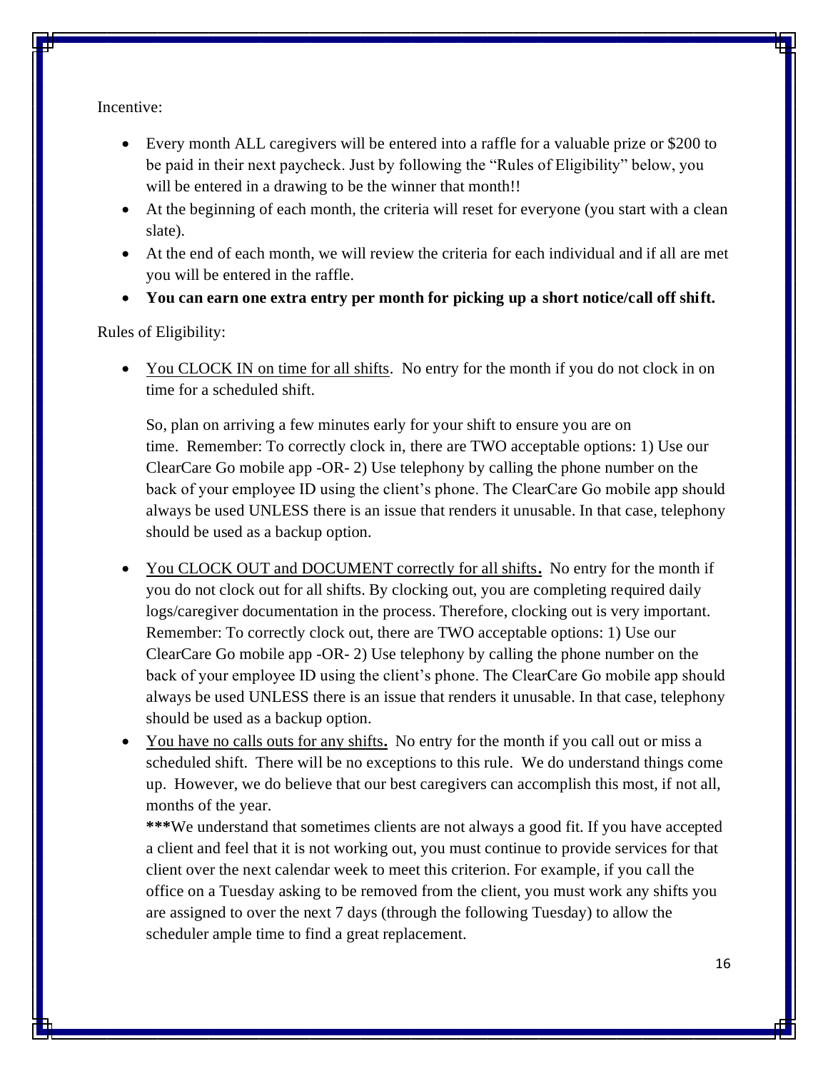Incentive:

- Every month ALL caregivers will be entered into a raffle for a valuable prize or $200 to be paid in their next paycheck. Just by following the "Rules of Eligibility" below, you will be entered in a drawing to be the winner that month!!
- At the beginning of each month, the criteria will reset for everyone (you start with a clean slate).
- At the end of each month, we will review the criteria for each individual and if all are met you will be entered in the raffle.
- **You can earn one extra entry per month for picking up a short notice/call off shift.**

Rules of Eligibility:

- <u>You CLOCK IN on time for all shifts</u>. No entry for the month if you do not clock in on time for a scheduled shift.

  So, plan on arriving a few minutes early for your shift to ensure you are on time. Remember: To correctly clock in, there are TWO acceptable options: 1) Use our ClearCare Go mobile app -OR- 2) Use telephony by calling the phone number on the back of your employee ID using the client's phone. The ClearCare Go mobile app should always be used UNLESS there is an issue that renders it unusable. In that case, telephony should be used as a backup option.

- <u>You CLOCK OUT and DOCUMENT correctly for all shifts</u>**.** No entry for the month if you do not clock out for all shifts. By clocking out, you are completing required daily logs/caregiver documentation in the process. Therefore, clocking out is very important. Remember: To correctly clock out, there are TWO acceptable options: 1) Use our ClearCare Go mobile app -OR- 2) Use telephony by calling the phone number on the back of your employee ID using the client's phone. The ClearCare Go mobile app should always be used UNLESS there is an issue that renders it unusable. In that case, telephony should be used as a backup option.
- <u>You have no calls outs for any shifts</u>**.** No entry for the month if you call out or miss a scheduled shift. There will be no exceptions to this rule. We do understand things come up. However, we do believe that our best caregivers can accomplish this most, if not all, months of the year.

  **\*\*\***We understand that sometimes clients are not always a good fit. If you have accepted a client and feel that it is not working out, you must continue to provide services for that client over the next calendar week to meet this criterion. For example, if you call the office on a Tuesday asking to be removed from the client, you must work any shifts you are assigned to over the next 7 days (through the following Tuesday) to allow the scheduler ample time to find a great replacement.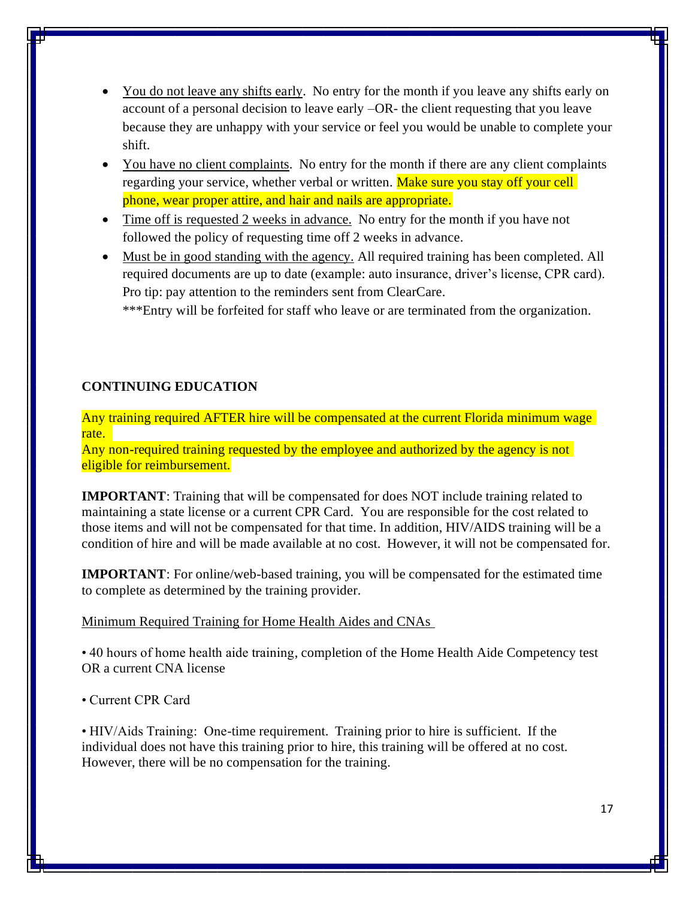- <u>You do not leave any shifts early</u>. No entry for the month if you leave any shifts early on account of a personal decision to leave early –OR- the client requesting that you leave because they are unhappy with your service or feel you would be unable to complete your shift.
- <u>You have no client complaints</u>. No entry for the month if there are any client complaints regarding your service, whether verbal or written. Make sure you stay off your cell phone, wear proper attire, and hair and nails are appropriate.
- <u>Time off is requested 2 weeks in advance.</u> No entry for the month if you have not followed the policy of requesting time off 2 weeks in advance.
- <u>Must be in good standing with the agency.</u> All required training has been completed. All required documents are up to date (example: auto insurance, driver's license, CPR card). Pro tip: pay attention to the reminders sent from ClearCare.

  ***Entry will be forfeited for staff who leave or are terminated from the organization.

**CONTINUING EDUCATION**

Any training required AFTER hire will be compensated at the current Florida minimum wage rate.
Any non-required training requested by the employee and authorized by the agency is not eligible for reimbursement.

**IMPORTANT**: Training that will be compensated for does NOT include training related to maintaining a state license or a current CPR Card. You are responsible for the cost related to those items and will not be compensated for that time. In addition, HIV/AIDS training will be a condition of hire and will be made available at no cost. However, it will not be compensated for.

**IMPORTANT**: For online/web-based training, you will be compensated for the estimated time to complete as determined by the training provider.

<u>Minimum Required Training for Home Health Aides and CNAs</u>

• 40 hours of home health aide training, completion of the Home Health Aide Competency test OR a current CNA license

• Current CPR Card

• HIV/Aids Training: One-time requirement. Training prior to hire is sufficient. If the individual does not have this training prior to hire, this training will be offered at no cost. However, there will be no compensation for the training.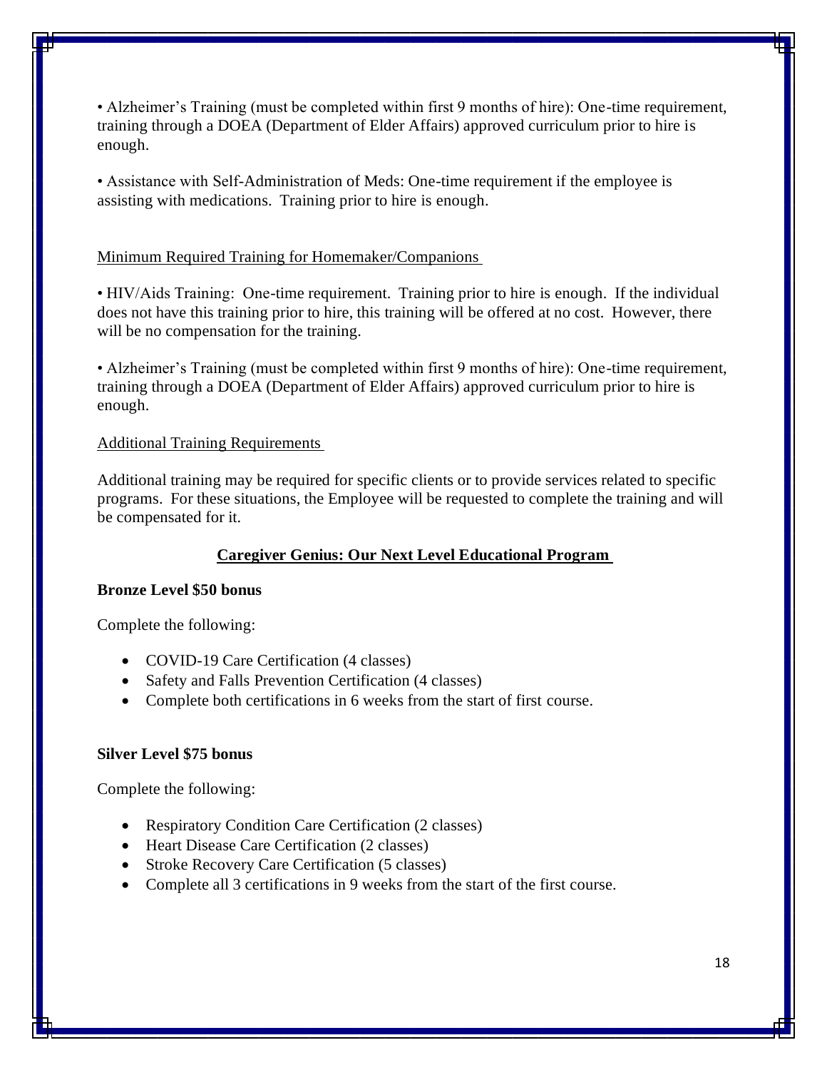• Alzheimer's Training (must be completed within first 9 months of hire): One-time requirement, training through a DOEA (Department of Elder Affairs) approved curriculum prior to hire is enough.

• Assistance with Self-Administration of Meds: One-time requirement if the employee is assisting with medications. Training prior to hire is enough.

Minimum Required Training for Homemaker/Companions

• HIV/Aids Training: One-time requirement. Training prior to hire is enough. If the individual does not have this training prior to hire, this training will be offered at no cost. However, there will be no compensation for the training.

• Alzheimer's Training (must be completed within first 9 months of hire): One-time requirement, training through a DOEA (Department of Elder Affairs) approved curriculum prior to hire is enough.

Additional Training Requirements

Additional training may be required for specific clients or to provide services related to specific programs. For these situations, the Employee will be requested to complete the training and will be compensated for it.

## Caregiver Genius: Our Next Level Educational Program

**Bronze Level $50 bonus**

Complete the following:

- COVID-19 Care Certification (4 classes)
- Safety and Falls Prevention Certification (4 classes)
- Complete both certifications in 6 weeks from the start of first course.

**Silver Level $75 bonus**

Complete the following:

- Respiratory Condition Care Certification (2 classes)
- Heart Disease Care Certification (2 classes)
- Stroke Recovery Care Certification (5 classes)
- Complete all 3 certifications in 9 weeks from the start of the first course.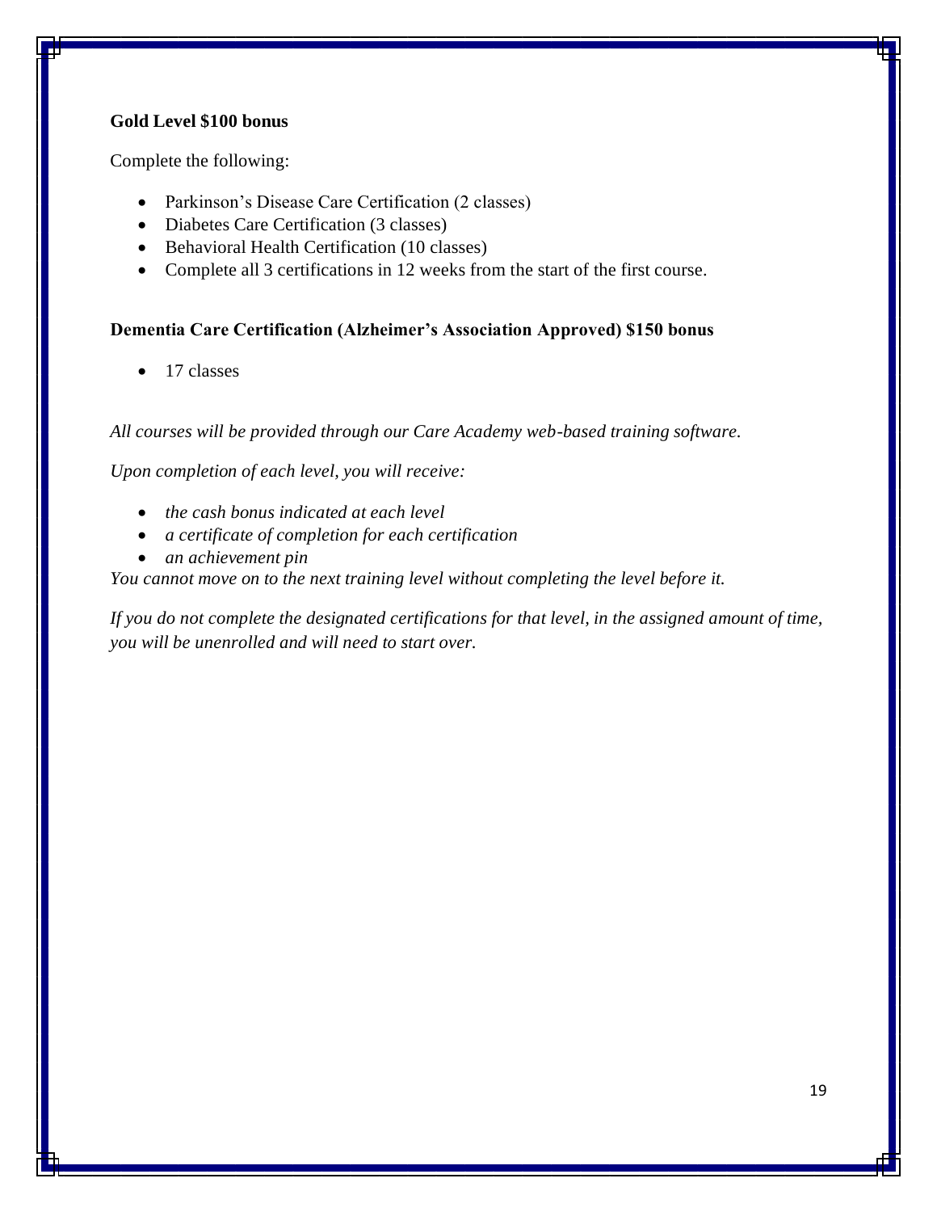**Gold Level $100 bonus**

Complete the following:

- Parkinson's Disease Care Certification (2 classes)
- Diabetes Care Certification (3 classes)
- Behavioral Health Certification (10 classes)
- Complete all 3 certifications in 12 weeks from the start of the first course.

**Dementia Care Certification (Alzheimer's Association Approved) $150 bonus**

- 17 classes

*All courses will be provided through our Care Academy web-based training software.*

*Upon completion of each level, you will receive:*

- *the cash bonus indicated at each level*
- *a certificate of completion for each certification*
- *an achievement pin*

*You cannot move on to the next training level without completing the level before it.*

*If you do not complete the designated certifications for that level, in the assigned amount of time, you will be unenrolled and will need to start over.*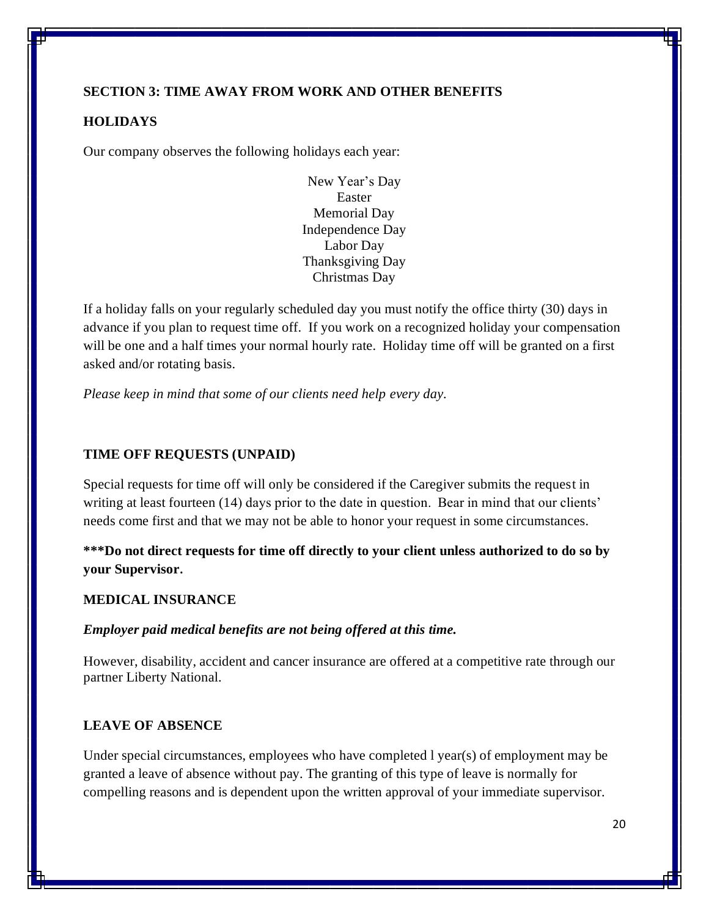## SECTION 3: TIME AWAY FROM WORK AND OTHER BENEFITS

### HOLIDAYS

Our company observes the following holidays each year:

New Year's Day
Easter
Memorial Day
Independence Day
Labor Day
Thanksgiving Day
Christmas Day

If a holiday falls on your regularly scheduled day you must notify the office thirty (30) days in advance if you plan to request time off. If you work on a recognized holiday your compensation will be one and a half times your normal hourly rate. Holiday time off will be granted on a first asked and/or rotating basis.

*Please keep in mind that some of our clients need help every day.*

### TIME OFF REQUESTS (UNPAID)

Special requests for time off will only be considered if the Caregiver submits the request in writing at least fourteen (14) days prior to the date in question. Bear in mind that our clients' needs come first and that we may not be able to honor your request in some circumstances.

**\*\*\*Do not direct requests for time off directly to your client unless authorized to do so by your Supervisor.**

### MEDICAL INSURANCE

***Employer paid medical benefits are not being offered at this time.***

However, disability, accident and cancer insurance are offered at a competitive rate through our partner Liberty National.

### LEAVE OF ABSENCE

Under special circumstances, employees who have completed l year(s) of employment may be granted a leave of absence without pay. The granting of this type of leave is normally for compelling reasons and is dependent upon the written approval of your immediate supervisor.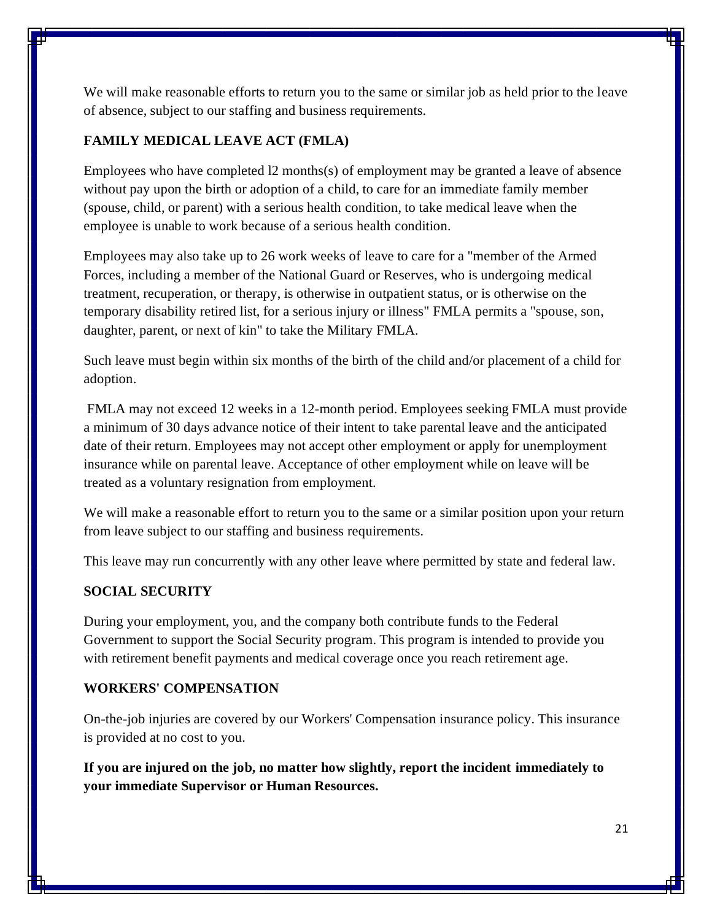We will make reasonable efforts to return you to the same or similar job as held prior to the leave of absence, subject to our staffing and business requirements.

## FAMILY MEDICAL LEAVE ACT (FMLA)

Employees who have completed l2 months(s) of employment may be granted a leave of absence without pay upon the birth or adoption of a child, to care for an immediate family member (spouse, child, or parent) with a serious health condition, to take medical leave when the employee is unable to work because of a serious health condition.

Employees may also take up to 26 work weeks of leave to care for a "member of the Armed Forces, including a member of the National Guard or Reserves, who is undergoing medical treatment, recuperation, or therapy, is otherwise in outpatient status, or is otherwise on the temporary disability retired list, for a serious injury or illness" FMLA permits a "spouse, son, daughter, parent, or next of kin" to take the Military FMLA.

Such leave must begin within six months of the birth of the child and/or placement of a child for adoption.

FMLA may not exceed 12 weeks in a 12-month period. Employees seeking FMLA must provide a minimum of 30 days advance notice of their intent to take parental leave and the anticipated date of their return. Employees may not accept other employment or apply for unemployment insurance while on parental leave. Acceptance of other employment while on leave will be treated as a voluntary resignation from employment.

We will make a reasonable effort to return you to the same or a similar position upon your return from leave subject to our staffing and business requirements.

This leave may run concurrently with any other leave where permitted by state and federal law.

## SOCIAL SECURITY

During your employment, you, and the company both contribute funds to the Federal Government to support the Social Security program. This program is intended to provide you with retirement benefit payments and medical coverage once you reach retirement age.

## WORKERS' COMPENSATION

On-the-job injuries are covered by our Workers' Compensation insurance policy. This insurance is provided at no cost to you.

**If you are injured on the job, no matter how slightly, report the incident immediately to your immediate Supervisor or Human Resources.**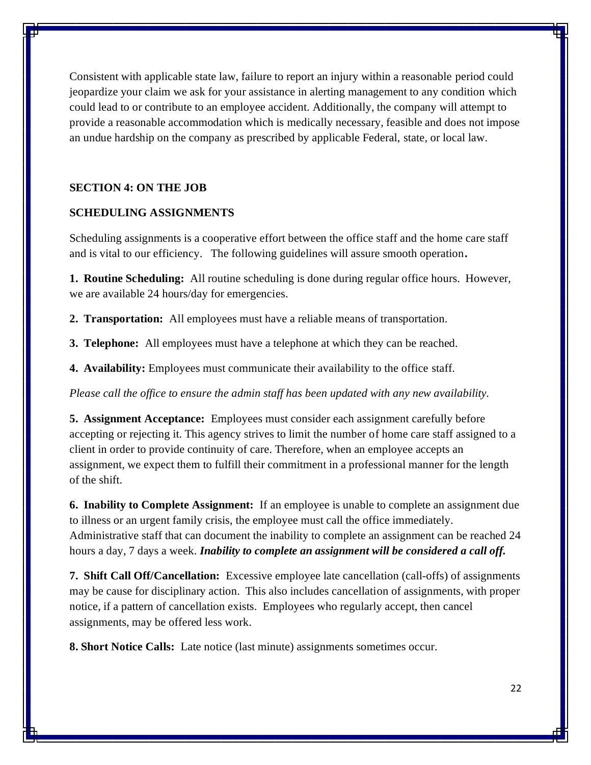Consistent with applicable state law, failure to report an injury within a reasonable period could jeopardize your claim we ask for your assistance in alerting management to any condition which could lead to or contribute to an employee accident. Additionally, the company will attempt to provide a reasonable accommodation which is medically necessary, feasible and does not impose an undue hardship on the company as prescribed by applicable Federal, state, or local law.

## SECTION 4: ON THE JOB

### SCHEDULING ASSIGNMENTS

Scheduling assignments is a cooperative effort between the office staff and the home care staff and is vital to our efficiency. The following guidelines will assure smooth operation.

**1. Routine Scheduling:** All routine scheduling is done during regular office hours. However, we are available 24 hours/day for emergencies.

**2. Transportation:** All employees must have a reliable means of transportation.

**3. Telephone:** All employees must have a telephone at which they can be reached.

**4. Availability:** Employees must communicate their availability to the office staff.

*Please call the office to ensure the admin staff has been updated with any new availability.*

**5. Assignment Acceptance:** Employees must consider each assignment carefully before accepting or rejecting it. This agency strives to limit the number of home care staff assigned to a client in order to provide continuity of care. Therefore, when an employee accepts an assignment, we expect them to fulfill their commitment in a professional manner for the length of the shift.

**6. Inability to Complete Assignment:** If an employee is unable to complete an assignment due to illness or an urgent family crisis, the employee must call the office immediately. Administrative staff that can document the inability to complete an assignment can be reached 24 hours a day, 7 days a week. ***Inability to complete an assignment will be considered a call off.***

**7. Shift Call Off/Cancellation:** Excessive employee late cancellation (call-offs) of assignments may be cause for disciplinary action. This also includes cancellation of assignments, with proper notice, if a pattern of cancellation exists. Employees who regularly accept, then cancel assignments, may be offered less work.

**8. Short Notice Calls:** Late notice (last minute) assignments sometimes occur.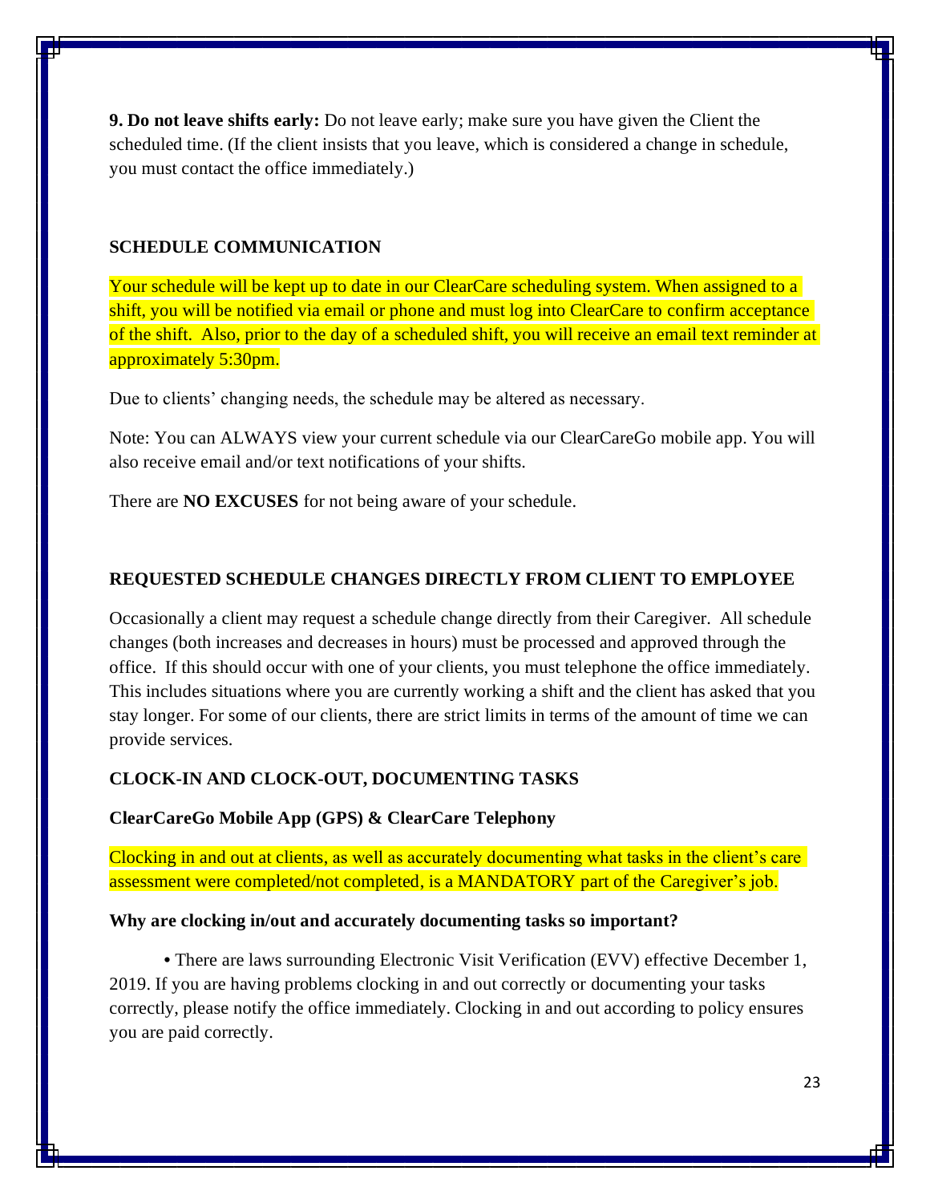**9. Do not leave shifts early:** Do not leave early; make sure you have given the Client the scheduled time. (If the client insists that you leave, which is considered a change in schedule, you must contact the office immediately.)

## SCHEDULE COMMUNICATION

Your schedule will be kept up to date in our ClearCare scheduling system. When assigned to a shift, you will be notified via email or phone and must log into ClearCare to confirm acceptance of the shift. Also, prior to the day of a scheduled shift, you will receive an email text reminder at approximately 5:30pm.

Due to clients' changing needs, the schedule may be altered as necessary.

Note: You can ALWAYS view your current schedule via our ClearCareGo mobile app. You will also receive email and/or text notifications of your shifts.

There are **NO EXCUSES** for not being aware of your schedule.

## REQUESTED SCHEDULE CHANGES DIRECTLY FROM CLIENT TO EMPLOYEE

Occasionally a client may request a schedule change directly from their Caregiver. All schedule changes (both increases and decreases in hours) must be processed and approved through the office. If this should occur with one of your clients, you must telephone the office immediately. This includes situations where you are currently working a shift and the client has asked that you stay longer. For some of our clients, there are strict limits in terms of the amount of time we can provide services.

## CLOCK-IN AND CLOCK-OUT, DOCUMENTING TASKS

### ClearCareGo Mobile App (GPS) & ClearCare Telephony

Clocking in and out at clients, as well as accurately documenting what tasks in the client's care assessment were completed/not completed, is a MANDATORY part of the Caregiver's job.

**Why are clocking in/out and accurately documenting tasks so important?**

- There are laws surrounding Electronic Visit Verification (EVV) effective December 1, 2019. If you are having problems clocking in and out correctly or documenting your tasks correctly, please notify the office immediately. Clocking in and out according to policy ensures you are paid correctly.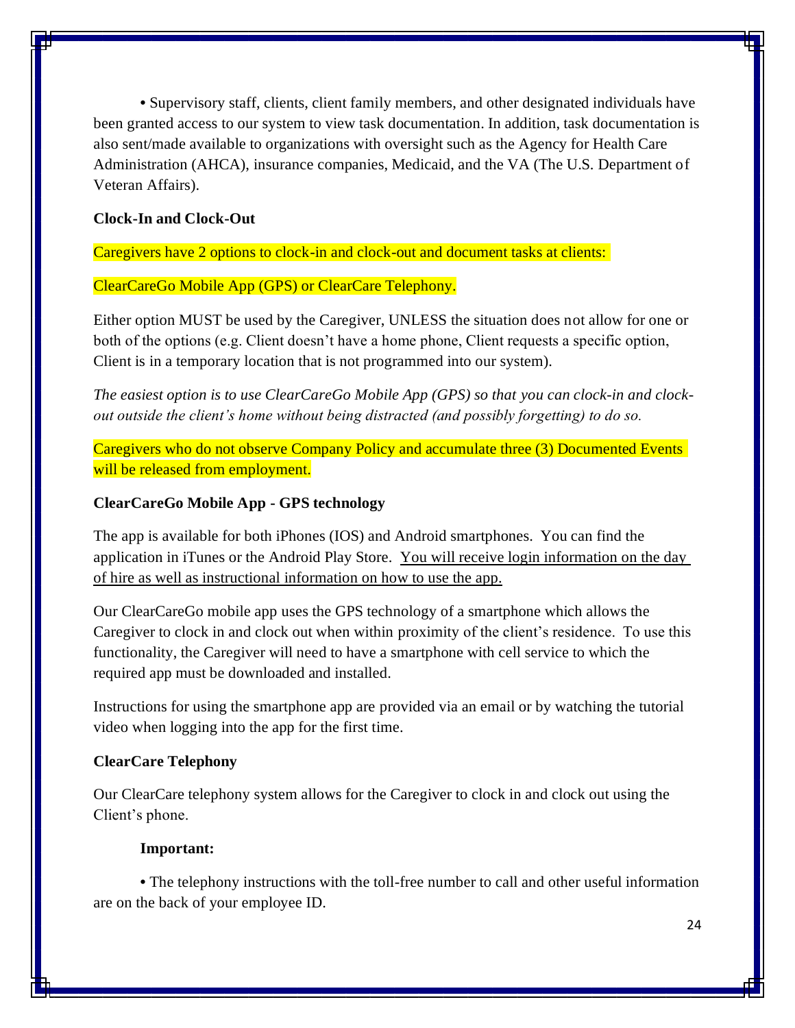- Supervisory staff, clients, client family members, and other designated individuals have been granted access to our system to view task documentation. In addition, task documentation is also sent/made available to organizations with oversight such as the Agency for Health Care Administration (AHCA), insurance companies, Medicaid, and the VA (The U.S. Department of Veteran Affairs).

**Clock-In and Clock-Out**

Caregivers have 2 options to clock-in and clock-out and document tasks at clients:

ClearCareGo Mobile App (GPS) or ClearCare Telephony.

Either option MUST be used by the Caregiver, UNLESS the situation does not allow for one or both of the options (e.g. Client doesn't have a home phone, Client requests a specific option, Client is in a temporary location that is not programmed into our system).

*The easiest option is to use ClearCareGo Mobile App (GPS) so that you can clock-in and clock-out outside the client's home without being distracted (and possibly forgetting) to do so.*

Caregivers who do not observe Company Policy and accumulate three (3) Documented Events will be released from employment.

**ClearCareGo Mobile App - GPS technology**

The app is available for both iPhones (IOS) and Android smartphones. You can find the application in iTunes or the Android Play Store. You will receive login information on the day of hire as well as instructional information on how to use the app.

Our ClearCareGo mobile app uses the GPS technology of a smartphone which allows the Caregiver to clock in and clock out when within proximity of the client's residence. To use this functionality, the Caregiver will need to have a smartphone with cell service to which the required app must be downloaded and installed.

Instructions for using the smartphone app are provided via an email or by watching the tutorial video when logging into the app for the first time.

**ClearCare Telephony**

Our ClearCare telephony system allows for the Caregiver to clock in and clock out using the Client's phone.

**Important:**

- The telephony instructions with the toll-free number to call and other useful information are on the back of your employee ID.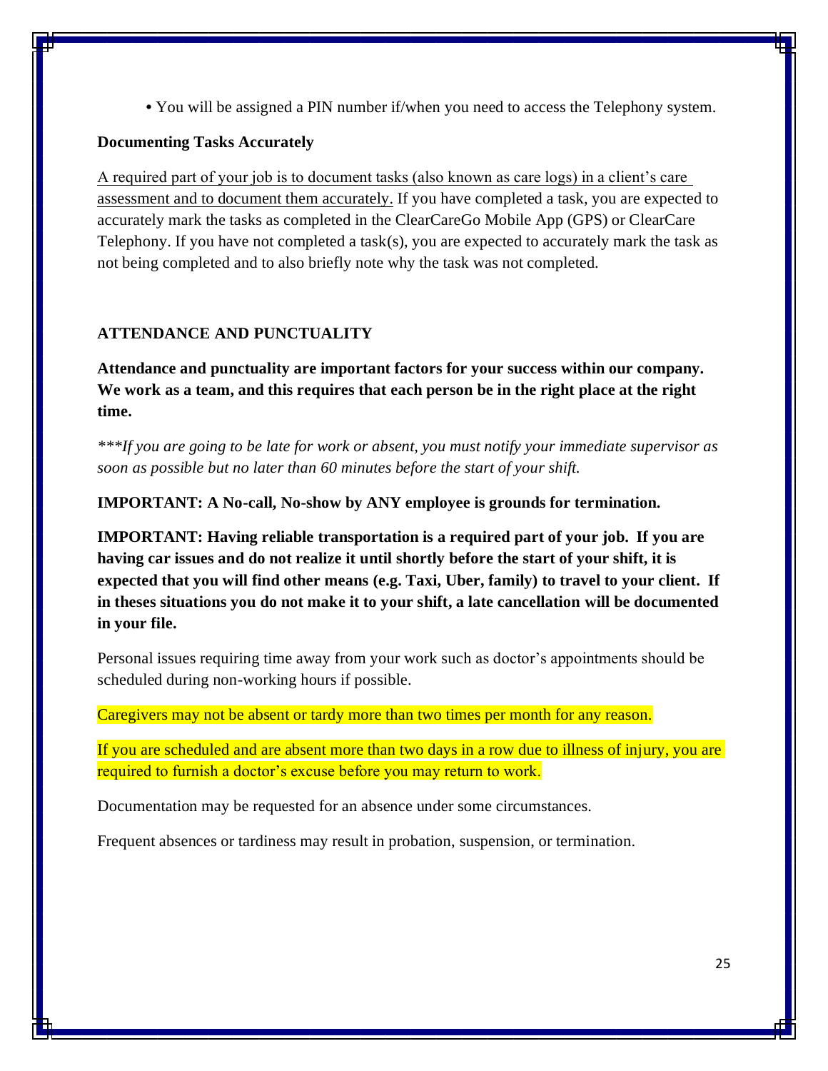- You will be assigned a PIN number if/when you need to access the Telephony system.

**Documenting Tasks Accurately**

A required part of your job is to document tasks (also known as care logs) in a client's care assessment and to document them accurately. If you have completed a task, you are expected to accurately mark the tasks as completed in the ClearCareGo Mobile App (GPS) or ClearCare Telephony. If you have not completed a task(s), you are expected to accurately mark the task as not being completed and to also briefly note why the task was not completed.

## ATTENDANCE AND PUNCTUALITY

**Attendance and punctuality are important factors for your success within our company. We work as a team, and this requires that each person be in the right place at the right time.**

****\*If you are going to be late for work or absent, you must notify your immediate supervisor as soon as possible but no later than 60 minutes before the start of your shift.*

**IMPORTANT: A No-call, No-show by ANY employee is grounds for termination.**

**IMPORTANT: Having reliable transportation is a required part of your job. If you are having car issues and do not realize it until shortly before the start of your shift, it is expected that you will find other means (e.g. Taxi, Uber, family) to travel to your client. If in theses situations you do not make it to your shift, a late cancellation will be documented in your file.**

Personal issues requiring time away from your work such as doctor's appointments should be scheduled during non-working hours if possible.

Caregivers may not be absent or tardy more than two times per month for any reason.

If you are scheduled and are absent more than two days in a row due to illness of injury, you are required to furnish a doctor's excuse before you may return to work.

Documentation may be requested for an absence under some circumstances.

Frequent absences or tardiness may result in probation, suspension, or termination.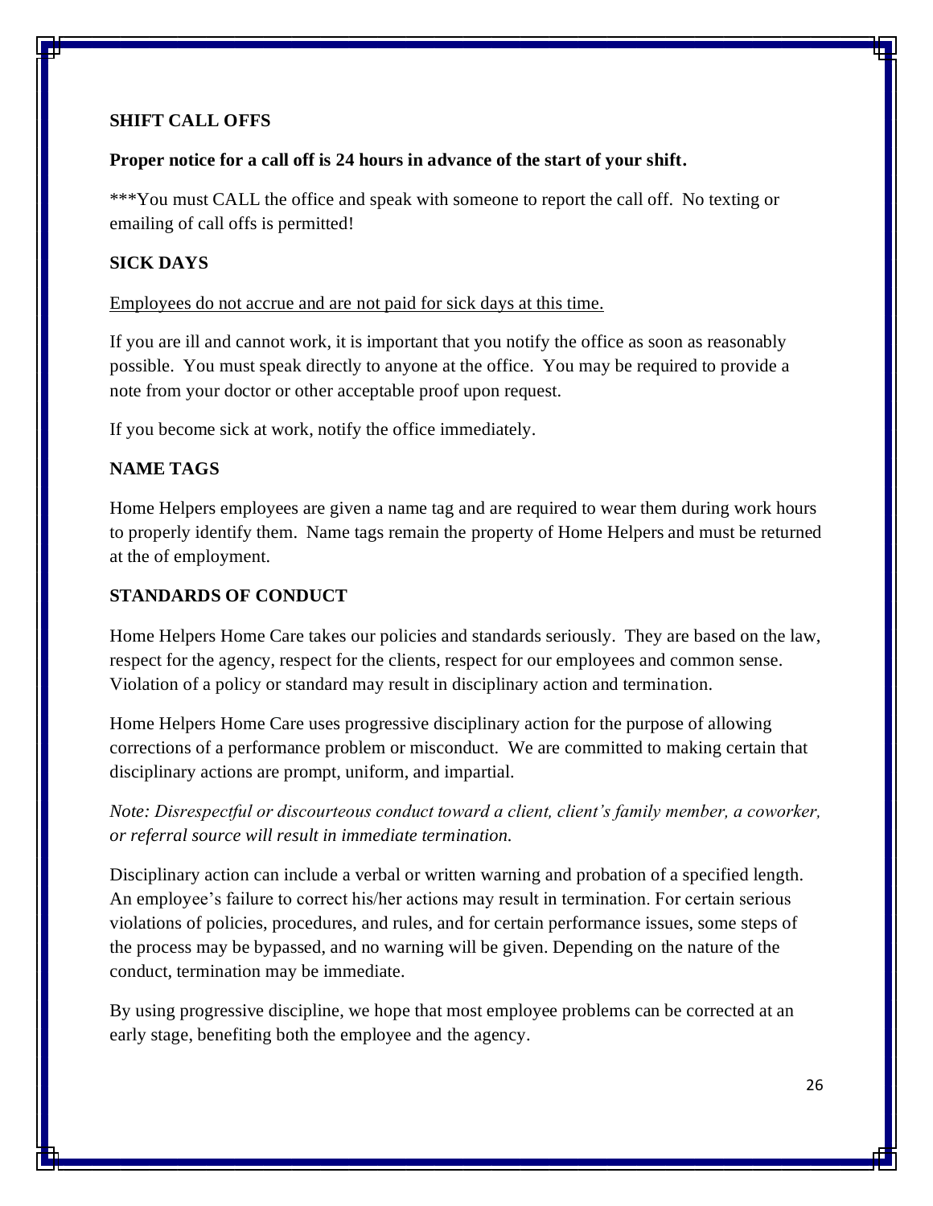## SHIFT CALL OFFS

**Proper notice for a call off is 24 hours in advance of the start of your shift.**

***You must CALL the office and speak with someone to report the call off. No texting or emailing of call offs is permitted!

## SICK DAYS

<u>Employees do not accrue and are not paid for sick days at this time.</u>

If you are ill and cannot work, it is important that you notify the office as soon as reasonably possible. You must speak directly to anyone at the office. You may be required to provide a note from your doctor or other acceptable proof upon request.

If you become sick at work, notify the office immediately.

## NAME TAGS

Home Helpers employees are given a name tag and are required to wear them during work hours to properly identify them. Name tags remain the property of Home Helpers and must be returned at the of employment.

## STANDARDS OF CONDUCT

Home Helpers Home Care takes our policies and standards seriously. They are based on the law, respect for the agency, respect for the clients, respect for our employees and common sense. Violation of a policy or standard may result in disciplinary action and termination.

Home Helpers Home Care uses progressive disciplinary action for the purpose of allowing corrections of a performance problem or misconduct. We are committed to making certain that disciplinary actions are prompt, uniform, and impartial.

*Note: Disrespectful or discourteous conduct toward a client, client's family member, a coworker, or referral source will result in immediate termination.*

Disciplinary action can include a verbal or written warning and probation of a specified length. An employee's failure to correct his/her actions may result in termination. For certain serious violations of policies, procedures, and rules, and for certain performance issues, some steps of the process may be bypassed, and no warning will be given. Depending on the nature of the conduct, termination may be immediate.

By using progressive discipline, we hope that most employee problems can be corrected at an early stage, benefiting both the employee and the agency.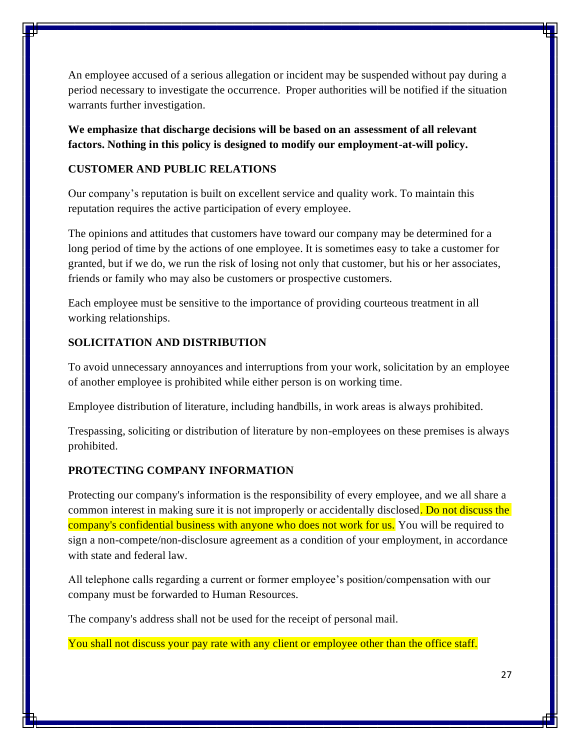An employee accused of a serious allegation or incident may be suspended without pay during a period necessary to investigate the occurrence. Proper authorities will be notified if the situation warrants further investigation.

**We emphasize that discharge decisions will be based on an assessment of all relevant factors. Nothing in this policy is designed to modify our employment-at-will policy.**

## CUSTOMER AND PUBLIC RELATIONS

Our company's reputation is built on excellent service and quality work. To maintain this reputation requires the active participation of every employee.

The opinions and attitudes that customers have toward our company may be determined for a long period of time by the actions of one employee. It is sometimes easy to take a customer for granted, but if we do, we run the risk of losing not only that customer, but his or her associates, friends or family who may also be customers or prospective customers.

Each employee must be sensitive to the importance of providing courteous treatment in all working relationships.

## SOLICITATION AND DISTRIBUTION

To avoid unnecessary annoyances and interruptions from your work, solicitation by an employee of another employee is prohibited while either person is on working time.

Employee distribution of literature, including handbills, in work areas is always prohibited.

Trespassing, soliciting or distribution of literature by non-employees on these premises is always prohibited.

## PROTECTING COMPANY INFORMATION

Protecting our company's information is the responsibility of every employee, and we all share a common interest in making sure it is not improperly or accidentally disclosed. Do not discuss the company's confidential business with anyone who does not work for us. You will be required to sign a non-compete/non-disclosure agreement as a condition of your employment, in accordance with state and federal law.

All telephone calls regarding a current or former employee's position/compensation with our company must be forwarded to Human Resources.

The company's address shall not be used for the receipt of personal mail.

You shall not discuss your pay rate with any client or employee other than the office staff.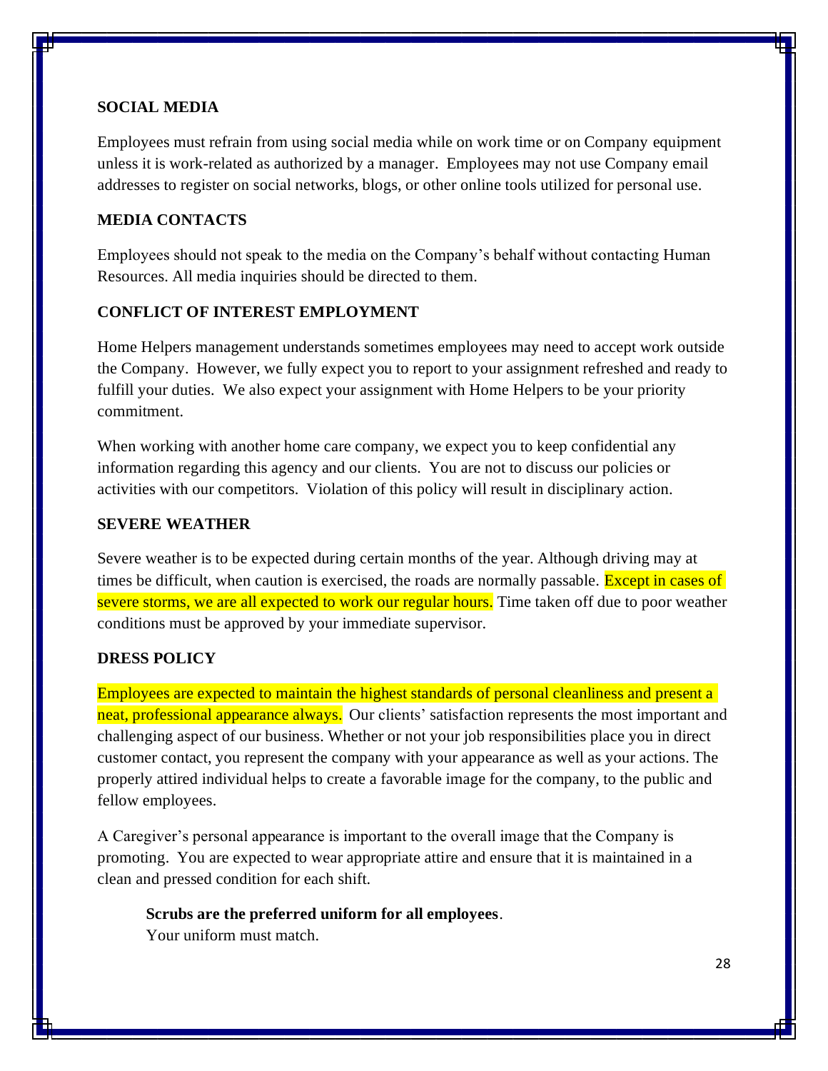## SOCIAL MEDIA

Employees must refrain from using social media while on work time or on Company equipment unless it is work-related as authorized by a manager. Employees may not use Company email addresses to register on social networks, blogs, or other online tools utilized for personal use.

## MEDIA CONTACTS

Employees should not speak to the media on the Company's behalf without contacting Human Resources. All media inquiries should be directed to them.

## CONFLICT OF INTEREST EMPLOYMENT

Home Helpers management understands sometimes employees may need to accept work outside the Company. However, we fully expect you to report to your assignment refreshed and ready to fulfill your duties. We also expect your assignment with Home Helpers to be your priority commitment.

When working with another home care company, we expect you to keep confidential any information regarding this agency and our clients. You are not to discuss our policies or activities with our competitors. Violation of this policy will result in disciplinary action.

## SEVERE WEATHER

Severe weather is to be expected during certain months of the year. Although driving may at times be difficult, when caution is exercised, the roads are normally passable. Except in cases of severe storms, we are all expected to work our regular hours. Time taken off due to poor weather conditions must be approved by your immediate supervisor.

## DRESS POLICY

Employees are expected to maintain the highest standards of personal cleanliness and present a neat, professional appearance always. Our clients' satisfaction represents the most important and challenging aspect of our business. Whether or not your job responsibilities place you in direct customer contact, you represent the company with your appearance as well as your actions. The properly attired individual helps to create a favorable image for the company, to the public and fellow employees.

A Caregiver's personal appearance is important to the overall image that the Company is promoting. You are expected to wear appropriate attire and ensure that it is maintained in a clean and pressed condition for each shift.

**Scrubs are the preferred uniform for all employees**.
Your uniform must match.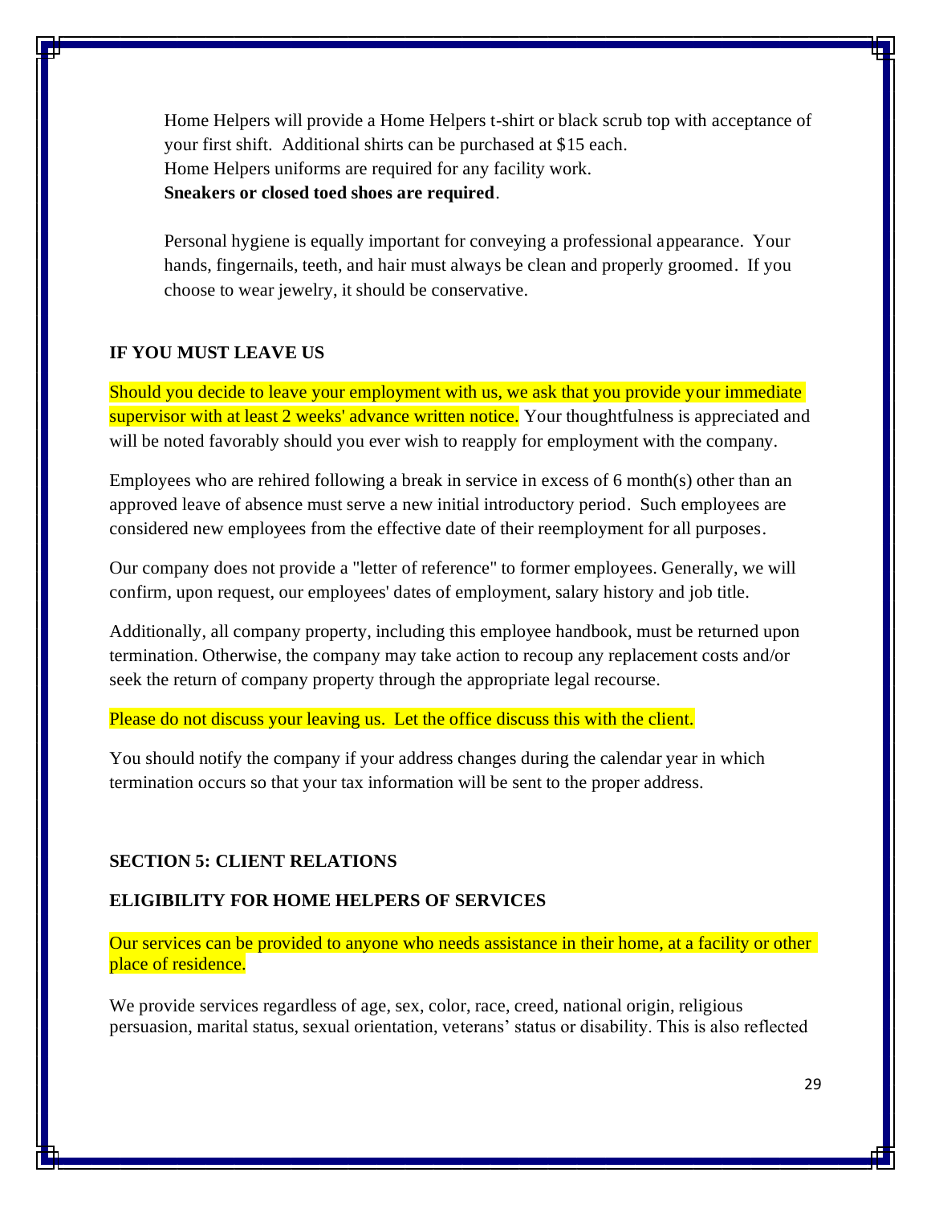Home Helpers will provide a Home Helpers t-shirt or black scrub top with acceptance of your first shift. Additional shirts can be purchased at $15 each.
Home Helpers uniforms are required for any facility work.
**Sneakers or closed toed shoes are required**.

Personal hygiene is equally important for conveying a professional appearance. Your hands, fingernails, teeth, and hair must always be clean and properly groomed. If you choose to wear jewelry, it should be conservative.

## IF YOU MUST LEAVE US

Should you decide to leave your employment with us, we ask that you provide your immediate supervisor with at least 2 weeks' advance written notice. Your thoughtfulness is appreciated and will be noted favorably should you ever wish to reapply for employment with the company.

Employees who are rehired following a break in service in excess of 6 month(s) other than an approved leave of absence must serve a new initial introductory period. Such employees are considered new employees from the effective date of their reemployment for all purposes.

Our company does not provide a "letter of reference" to former employees. Generally, we will confirm, upon request, our employees' dates of employment, salary history and job title.

Additionally, all company property, including this employee handbook, must be returned upon termination. Otherwise, the company may take action to recoup any replacement costs and/or seek the return of company property through the appropriate legal recourse.

Please do not discuss your leaving us. Let the office discuss this with the client.

You should notify the company if your address changes during the calendar year in which termination occurs so that your tax information will be sent to the proper address.

# SECTION 5: CLIENT RELATIONS

## ELIGIBILITY FOR HOME HELPERS OF SERVICES

Our services can be provided to anyone who needs assistance in their home, at a facility or other place of residence.

We provide services regardless of age, sex, color, race, creed, national origin, religious persuasion, marital status, sexual orientation, veterans' status or disability. This is also reflected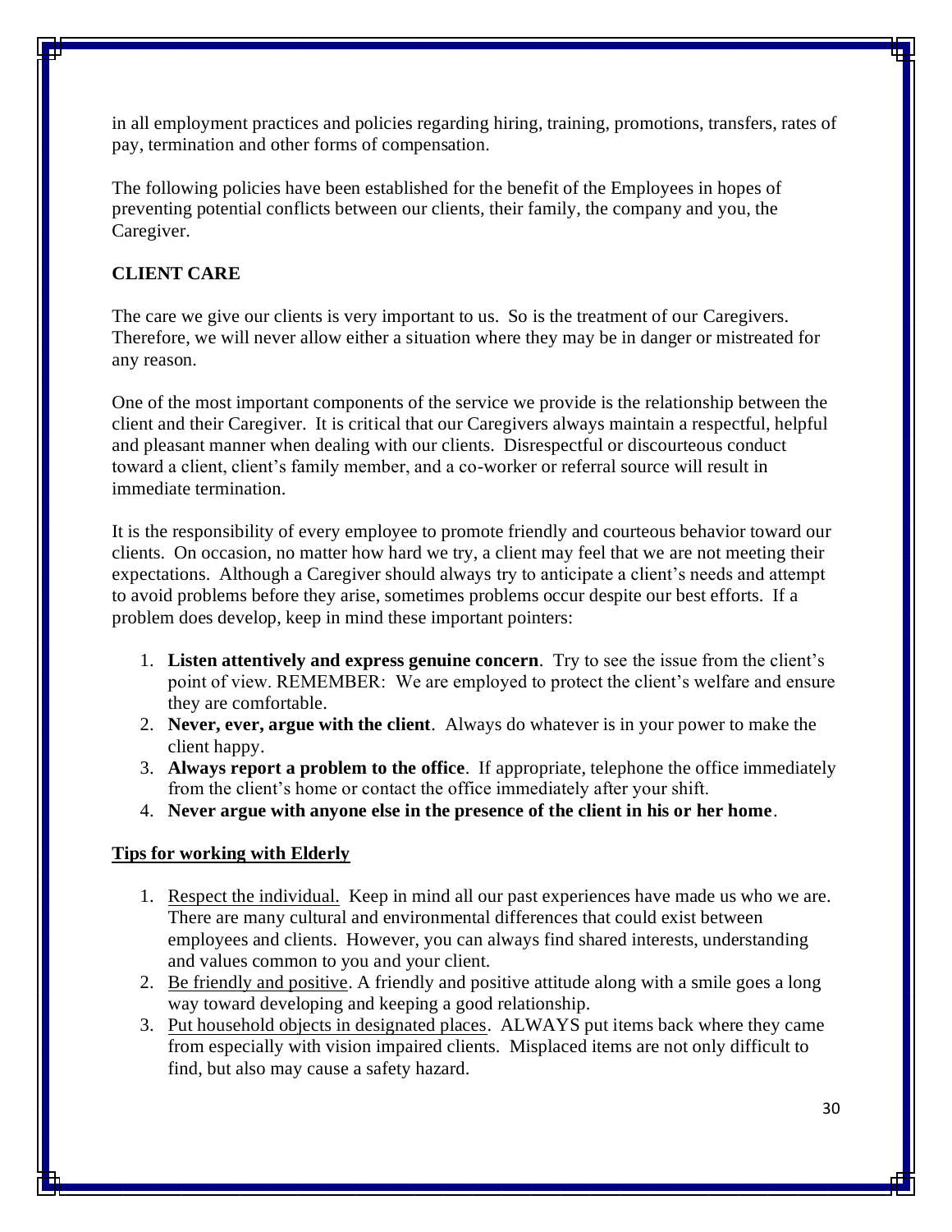in all employment practices and policies regarding hiring, training, promotions, transfers, rates of pay, termination and other forms of compensation.

The following policies have been established for the benefit of the Employees in hopes of preventing potential conflicts between our clients, their family, the company and you, the Caregiver.

## CLIENT CARE

The care we give our clients is very important to us. So is the treatment of our Caregivers. Therefore, we will never allow either a situation where they may be in danger or mistreated for any reason.

One of the most important components of the service we provide is the relationship between the client and their Caregiver. It is critical that our Caregivers always maintain a respectful, helpful and pleasant manner when dealing with our clients. Disrespectful or discourteous conduct toward a client, client's family member, and a co-worker or referral source will result in immediate termination.

It is the responsibility of every employee to promote friendly and courteous behavior toward our clients. On occasion, no matter how hard we try, a client may feel that we are not meeting their expectations. Although a Caregiver should always try to anticipate a client's needs and attempt to avoid problems before they arise, sometimes problems occur despite our best efforts. If a problem does develop, keep in mind these important pointers:

1. **Listen attentively and express genuine concern**. Try to see the issue from the client's point of view. REMEMBER: We are employed to protect the client's welfare and ensure they are comfortable.
2. **Never, ever, argue with the client**. Always do whatever is in your power to make the client happy.
3. **Always report a problem to the office**. If appropriate, telephone the office immediately from the client's home or contact the office immediately after your shift.
4. **Never argue with anyone else in the presence of the client in his or her home**.

### Tips for working with Elderly

1. Respect the individual. Keep in mind all our past experiences have made us who we are. There are many cultural and environmental differences that could exist between employees and clients. However, you can always find shared interests, understanding and values common to you and your client.
2. Be friendly and positive. A friendly and positive attitude along with a smile goes a long way toward developing and keeping a good relationship.
3. Put household objects in designated places. ALWAYS put items back where they came from especially with vision impaired clients. Misplaced items are not only difficult to find, but also may cause a safety hazard.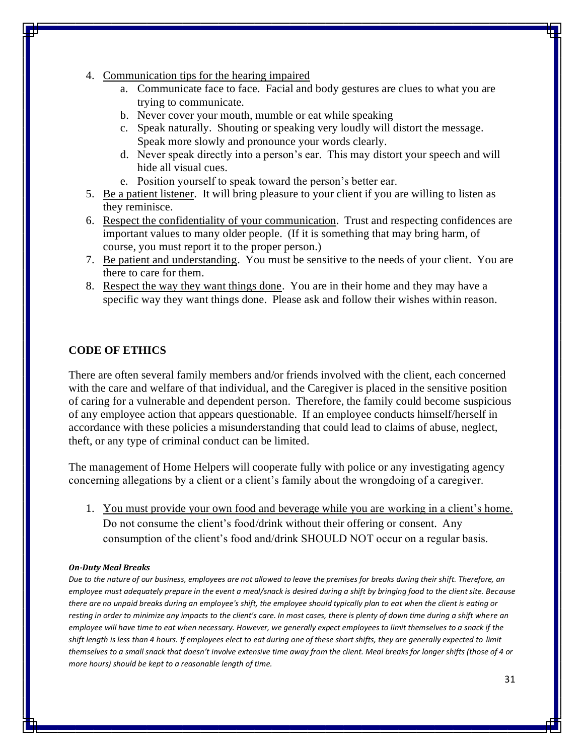4. Communication tips for the hearing impaired
    a. Communicate face to face. Facial and body gestures are clues to what you are trying to communicate.
    b. Never cover your mouth, mumble or eat while speaking
    c. Speak naturally. Shouting or speaking very loudly will distort the message. Speak more slowly and pronounce your words clearly.
    d. Never speak directly into a person's ear. This may distort your speech and will hide all visual cues.
    e. Position yourself to speak toward the person's better ear.
5. Be a patient listener. It will bring pleasure to your client if you are willing to listen as they reminisce.
6. Respect the confidentiality of your communication. Trust and respecting confidences are important values to many older people. (If it is something that may bring harm, of course, you must report it to the proper person.)
7. Be patient and understanding. You must be sensitive to the needs of your client. You are there to care for them.
8. Respect the way they want things done. You are in their home and they may have a specific way they want things done. Please ask and follow their wishes within reason.

## CODE OF ETHICS

There are often several family members and/or friends involved with the client, each concerned with the care and welfare of that individual, and the Caregiver is placed in the sensitive position of caring for a vulnerable and dependent person. Therefore, the family could become suspicious of any employee action that appears questionable. If an employee conducts himself/herself in accordance with these policies a misunderstanding that could lead to claims of abuse, neglect, theft, or any type of criminal conduct can be limited.

The management of Home Helpers will cooperate fully with police or any investigating agency concerning allegations by a client or a client's family about the wrongdoing of a caregiver.

1. You must provide your own food and beverage while you are working in a client's home. Do not consume the client's food/drink without their offering or consent. Any consumption of the client's food and/drink SHOULD NOT occur on a regular basis.

***On-Duty Meal Breaks***

*Due to the nature of our business, employees are not allowed to leave the premises for breaks during their shift. Therefore, an employee must adequately prepare in the event a meal/snack is desired during a shift by bringing food to the client site. Because there are no unpaid breaks during an employee's shift, the employee should typically plan to eat when the client is eating or resting in order to minimize any impacts to the client's care. In most cases, there is plenty of down time during a shift where an employee will have time to eat when necessary. However, we generally expect employees to limit themselves to a snack if the shift length is less than 4 hours. If employees elect to eat during one of these short shifts, they are generally expected to limit themselves to a small snack that doesn't involve extensive time away from the client. Meal breaks for longer shifts (those of 4 or more hours) should be kept to a reasonable length of time.*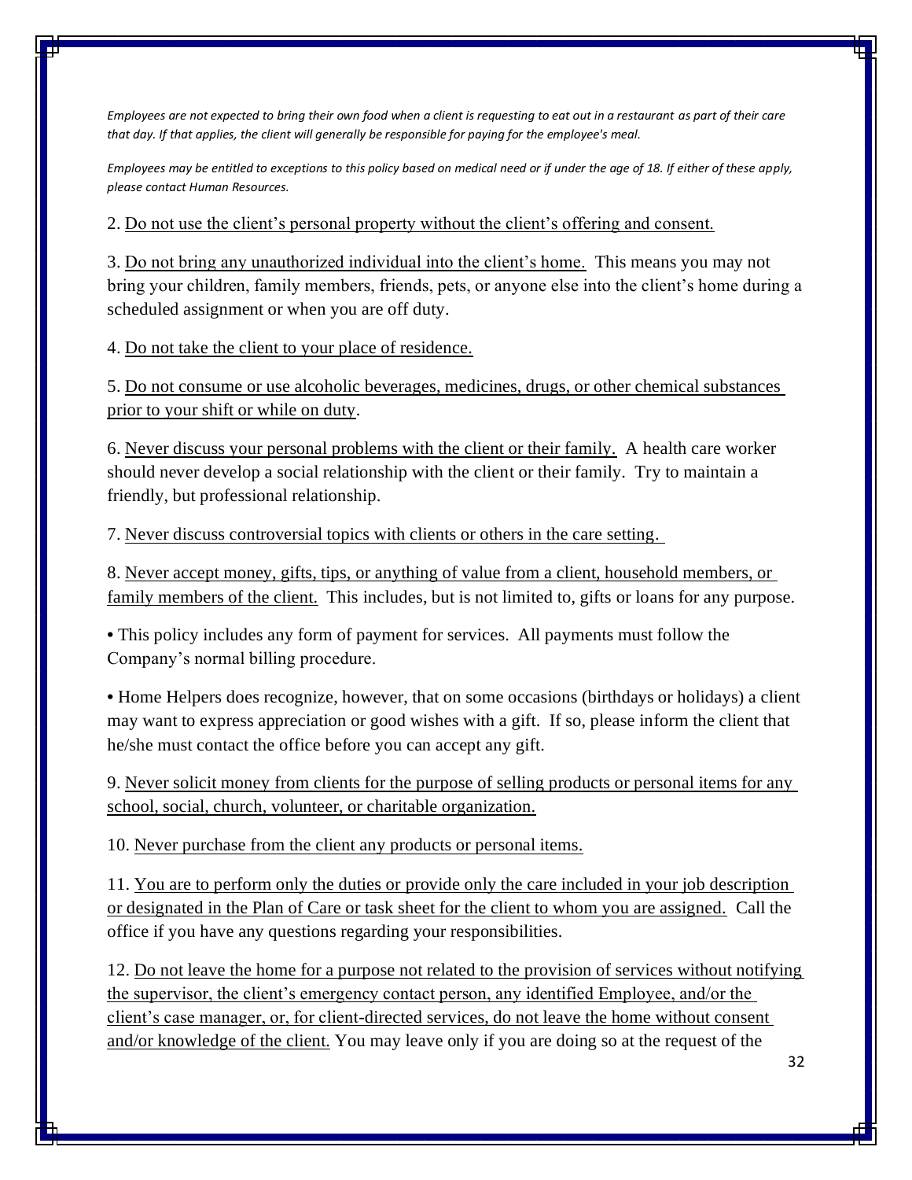*Employees are not expected to bring their own food when a client is requesting to eat out in a restaurant as part of their care that day. If that applies, the client will generally be responsible for paying for the employee's meal.*

*Employees may be entitled to exceptions to this policy based on medical need or if under the age of 18. If either of these apply, please contact Human Resources.*

2. <u>Do not use the client's personal property without the client's offering and consent.</u>

3. <u>Do not bring any unauthorized individual into the client's home.</u> This means you may not bring your children, family members, friends, pets, or anyone else into the client's home during a scheduled assignment or when you are off duty.

4. <u>Do not take the client to your place of residence.</u>

5. <u>Do not consume or use alcoholic beverages, medicines, drugs, or other chemical substances prior to your shift or while on duty</u>.

6. <u>Never discuss your personal problems with the client or their family.</u> A health care worker should never develop a social relationship with the client or their family. Try to maintain a friendly, but professional relationship.

7. <u>Never discuss controversial topics with clients or others in the care setting.</u>

8. <u>Never accept money, gifts, tips, or anything of value from a client, household members, or family members of the client.</u> This includes, but is not limited to, gifts or loans for any purpose.

- This policy includes any form of payment for services. All payments must follow the Company's normal billing procedure.
- Home Helpers does recognize, however, that on some occasions (birthdays or holidays) a client may want to express appreciation or good wishes with a gift. If so, please inform the client that he/she must contact the office before you can accept any gift.

9. <u>Never solicit money from clients for the purpose of selling products or personal items for any school, social, church, volunteer, or charitable organization.</u>

10. <u>Never purchase from the client any products or personal items.</u>

11. <u>You are to perform only the duties or provide only the care included in your job description or designated in the Plan of Care or task sheet for the client to whom you are assigned.</u> Call the office if you have any questions regarding your responsibilities.

12. <u>Do not leave the home for a purpose not related to the provision of services without notifying the supervisor, the client's emergency contact person, any identified Employee, and/or the client's case manager, or, for client-directed services, do not leave the home without consent and/or knowledge of the client.</u> You may leave only if you are doing so at the request of the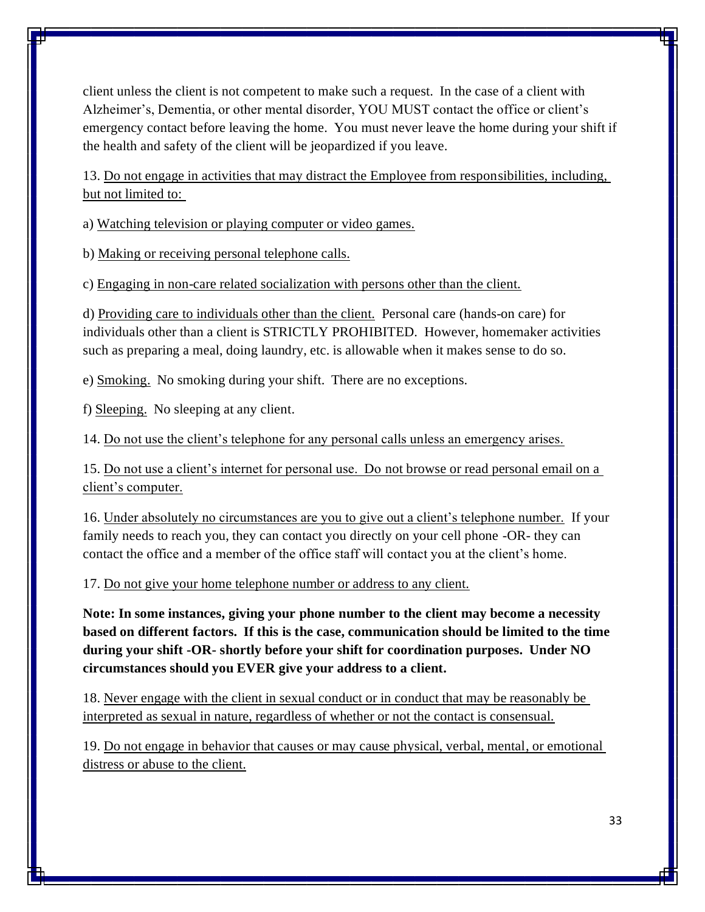client unless the client is not competent to make such a request. In the case of a client with Alzheimer's, Dementia, or other mental disorder, YOU MUST contact the office or client's emergency contact before leaving the home. You must never leave the home during your shift if the health and safety of the client will be jeopardized if you leave.

13. <u>Do not engage in activities that may distract the Employee from responsibilities, including, but not limited to:</u>

a) <u>Watching television or playing computer or video games.</u>

b) <u>Making or receiving personal telephone calls.</u>

c) <u>Engaging in non-care related socialization with persons other than the client.</u>

d) <u>Providing care to individuals other than the client.</u> Personal care (hands-on care) for individuals other than a client is STRICTLY PROHIBITED. However, homemaker activities such as preparing a meal, doing laundry, etc. is allowable when it makes sense to do so.

e) <u>Smoking.</u> No smoking during your shift. There are no exceptions.

f) <u>Sleeping.</u> No sleeping at any client.

14. <u>Do not use the client's telephone for any personal calls unless an emergency arises.</u>

15. <u>Do not use a client's internet for personal use. Do not browse or read personal email on a client's computer.</u>

16. <u>Under absolutely no circumstances are you to give out a client's telephone number.</u> If your family needs to reach you, they can contact you directly on your cell phone -OR- they can contact the office and a member of the office staff will contact you at the client's home.

17. <u>Do not give your home telephone number or address to any client.</u>

**Note: In some instances, giving your phone number to the client may become a necessity based on different factors. If this is the case, communication should be limited to the time during your shift -OR- shortly before your shift for coordination purposes. Under NO circumstances should you EVER give your address to a client.**

18. <u>Never engage with the client in sexual conduct or in conduct that may be reasonably be interpreted as sexual in nature, regardless of whether or not the contact is consensual.</u>

19. <u>Do not engage in behavior that causes or may cause physical, verbal, mental, or emotional distress or abuse to the client.</u>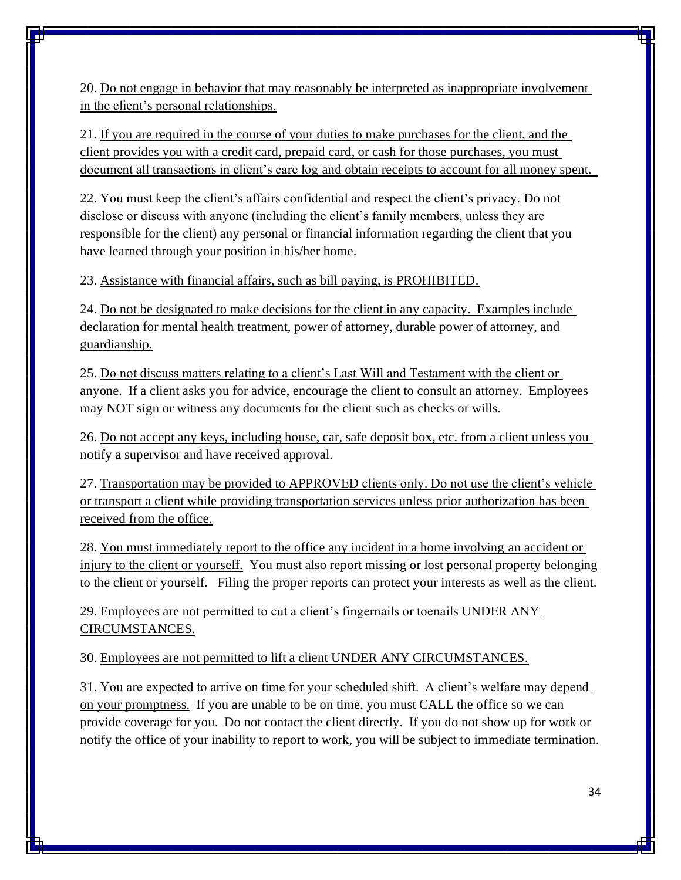20. Do not engage in behavior that may reasonably be interpreted as inappropriate involvement in the client's personal relationships.

21. If you are required in the course of your duties to make purchases for the client, and the client provides you with a credit card, prepaid card, or cash for those purchases, you must document all transactions in client's care log and obtain receipts to account for all money spent.

22. You must keep the client's affairs confidential and respect the client's privacy. Do not disclose or discuss with anyone (including the client's family members, unless they are responsible for the client) any personal or financial information regarding the client that you have learned through your position in his/her home.

23. Assistance with financial affairs, such as bill paying, is PROHIBITED.

24. Do not be designated to make decisions for the client in any capacity. Examples include declaration for mental health treatment, power of attorney, durable power of attorney, and guardianship.

25. Do not discuss matters relating to a client's Last Will and Testament with the client or anyone. If a client asks you for advice, encourage the client to consult an attorney. Employees may NOT sign or witness any documents for the client such as checks or wills.

26. Do not accept any keys, including house, car, safe deposit box, etc. from a client unless you notify a supervisor and have received approval.

27. Transportation may be provided to APPROVED clients only. Do not use the client's vehicle or transport a client while providing transportation services unless prior authorization has been received from the office.

28. You must immediately report to the office any incident in a home involving an accident or injury to the client or yourself. You must also report missing or lost personal property belonging to the client or yourself. Filing the proper reports can protect your interests as well as the client.

29. Employees are not permitted to cut a client's fingernails or toenails UNDER ANY CIRCUMSTANCES.

30. Employees are not permitted to lift a client UNDER ANY CIRCUMSTANCES.

31. You are expected to arrive on time for your scheduled shift. A client's welfare may depend on your promptness. If you are unable to be on time, you must CALL the office so we can provide coverage for you. Do not contact the client directly. If you do not show up for work or notify the office of your inability to report to work, you will be subject to immediate termination.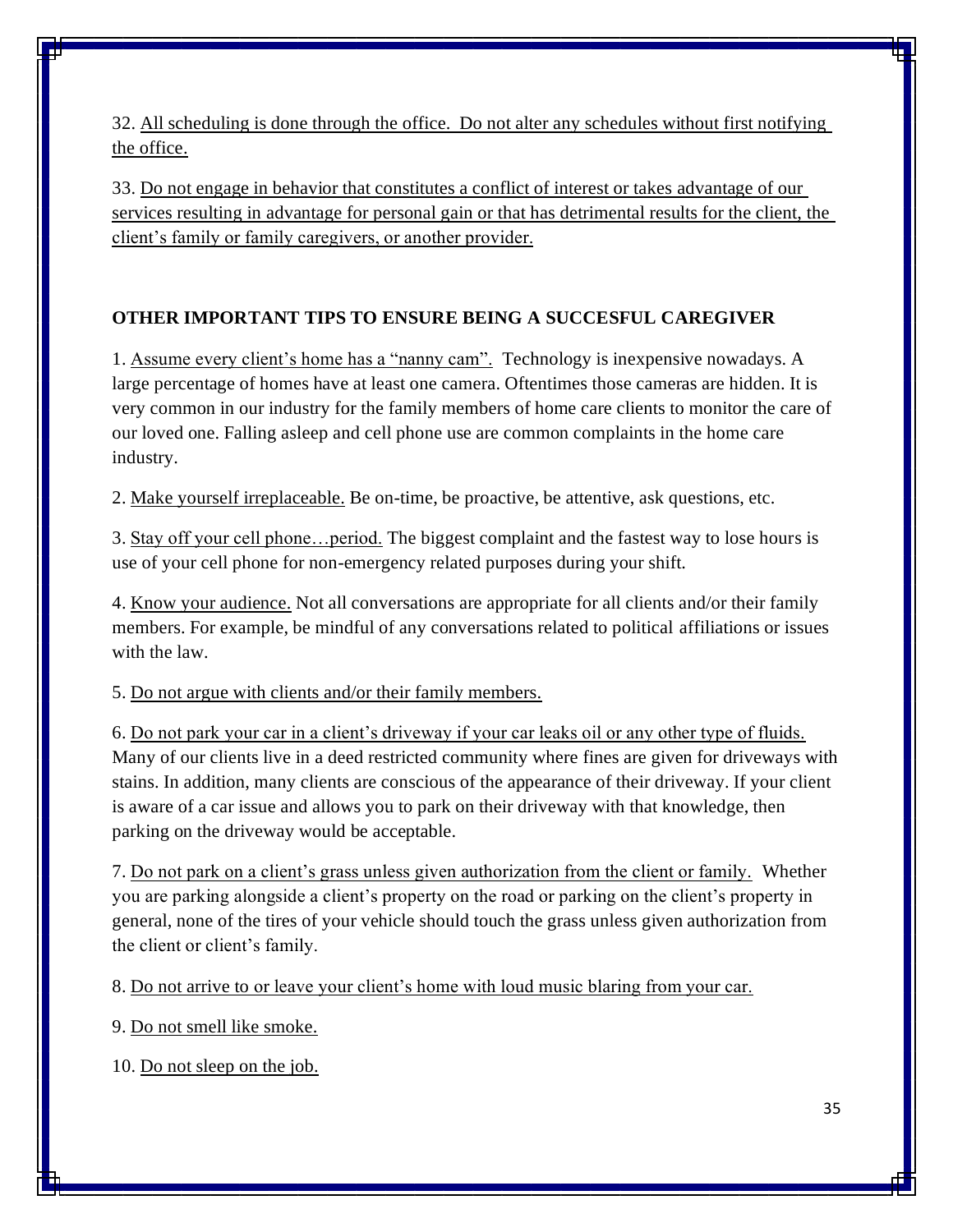32. All scheduling is done through the office. Do not alter any schedules without first notifying the office.

33. Do not engage in behavior that constitutes a conflict of interest or takes advantage of our services resulting in advantage for personal gain or that has detrimental results for the client, the client's family or family caregivers, or another provider.

**OTHER IMPORTANT TIPS TO ENSURE BEING A SUCCESFUL CAREGIVER**

1. Assume every client's home has a "nanny cam". Technology is inexpensive nowadays. A large percentage of homes have at least one camera. Oftentimes those cameras are hidden. It is very common in our industry for the family members of home care clients to monitor the care of our loved one. Falling asleep and cell phone use are common complaints in the home care industry.

2. Make yourself irreplaceable. Be on-time, be proactive, be attentive, ask questions, etc.

3. Stay off your cell phone…period. The biggest complaint and the fastest way to lose hours is use of your cell phone for non-emergency related purposes during your shift.

4. Know your audience. Not all conversations are appropriate for all clients and/or their family members. For example, be mindful of any conversations related to political affiliations or issues with the law.

5. Do not argue with clients and/or their family members.

6. Do not park your car in a client's driveway if your car leaks oil or any other type of fluids. Many of our clients live in a deed restricted community where fines are given for driveways with stains. In addition, many clients are conscious of the appearance of their driveway. If your client is aware of a car issue and allows you to park on their driveway with that knowledge, then parking on the driveway would be acceptable.

7. Do not park on a client's grass unless given authorization from the client or family. Whether you are parking alongside a client's property on the road or parking on the client's property in general, none of the tires of your vehicle should touch the grass unless given authorization from the client or client's family.

8. Do not arrive to or leave your client's home with loud music blaring from your car.

9. Do not smell like smoke.

10. Do not sleep on the job.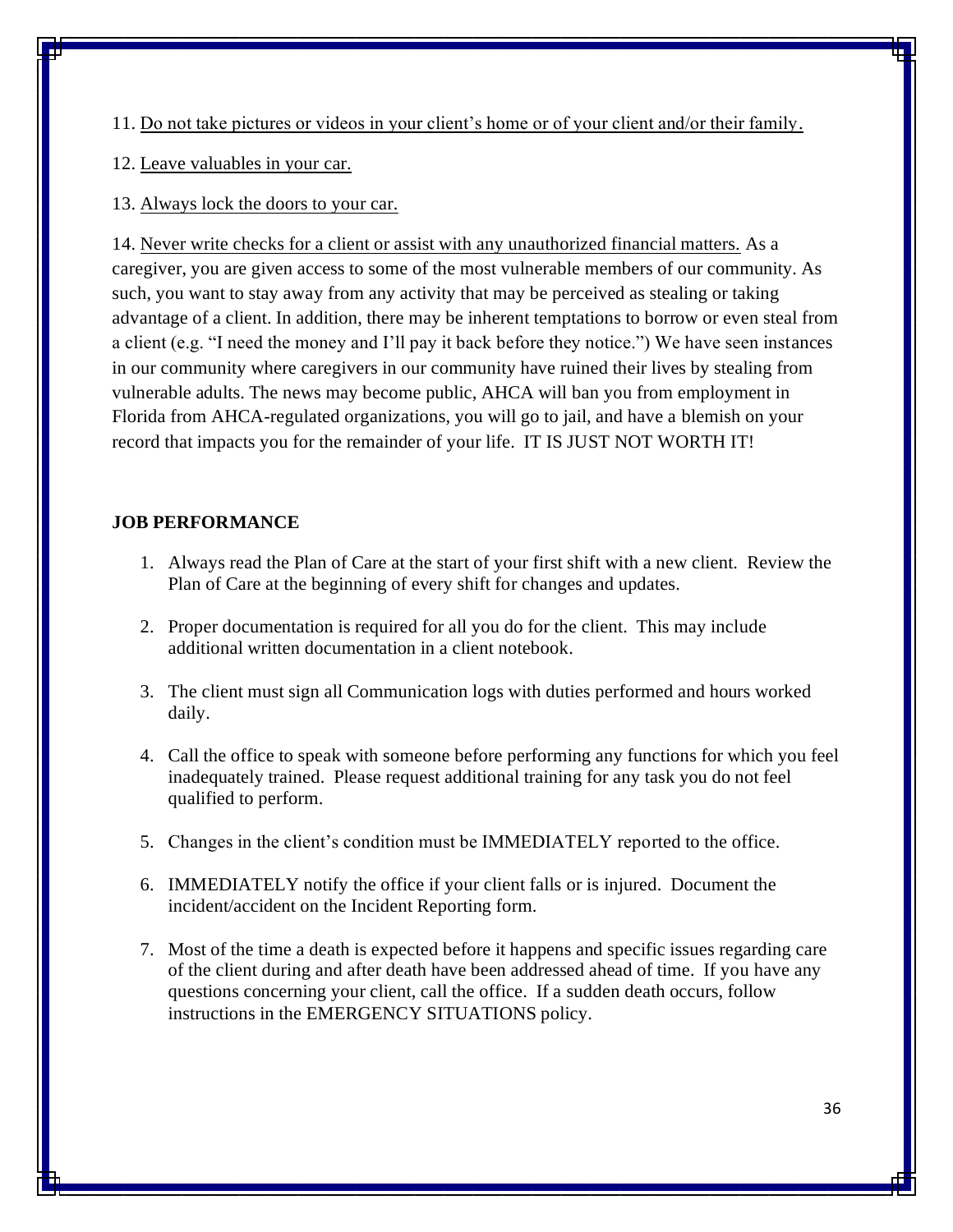11. <u>Do not take pictures or videos in your client's home or of your client and/or their family.</u>

12. <u>Leave valuables in your car.</u>

13. <u>Always lock the doors to your car.</u>

14. <u>Never write checks for a client or assist with any unauthorized financial matters.</u> As a caregiver, you are given access to some of the most vulnerable members of our community. As such, you want to stay away from any activity that may be perceived as stealing or taking advantage of a client. In addition, there may be inherent temptations to borrow or even steal from a client (e.g. "I need the money and I'll pay it back before they notice.") We have seen instances in our community where caregivers in our community have ruined their lives by stealing from vulnerable adults. The news may become public, AHCA will ban you from employment in Florida from AHCA-regulated organizations, you will go to jail, and have a blemish on your record that impacts you for the remainder of your life. IT IS JUST NOT WORTH IT!

**JOB PERFORMANCE**

1. Always read the Plan of Care at the start of your first shift with a new client. Review the Plan of Care at the beginning of every shift for changes and updates.

2. Proper documentation is required for all you do for the client. This may include additional written documentation in a client notebook.

3. The client must sign all Communication logs with duties performed and hours worked daily.

4. Call the office to speak with someone before performing any functions for which you feel inadequately trained. Please request additional training for any task you do not feel qualified to perform.

5. Changes in the client's condition must be IMMEDIATELY reported to the office.

6. IMMEDIATELY notify the office if your client falls or is injured. Document the incident/accident on the Incident Reporting form.

7. Most of the time a death is expected before it happens and specific issues regarding care of the client during and after death have been addressed ahead of time. If you have any questions concerning your client, call the office. If a sudden death occurs, follow instructions in the EMERGENCY SITUATIONS policy.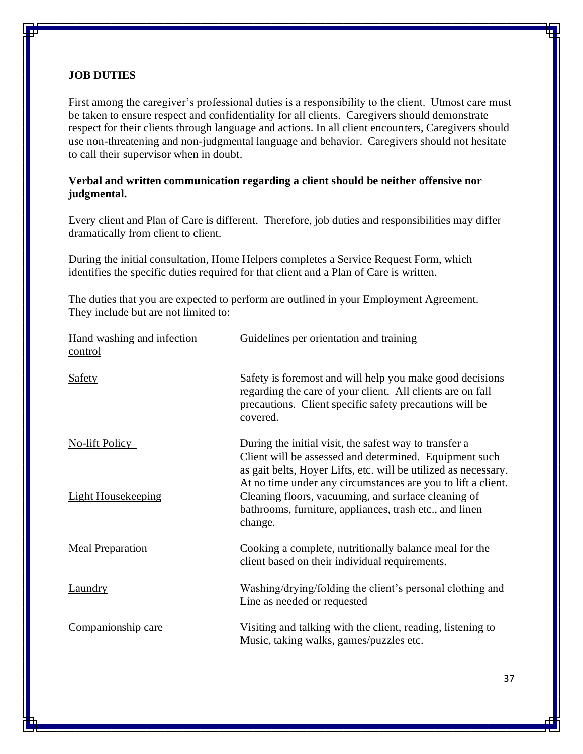## JOB DUTIES

First among the caregiver's professional duties is a responsibility to the client. Utmost care must be taken to ensure respect and confidentiality for all clients. Caregivers should demonstrate respect for their clients through language and actions. In all client encounters, Caregivers should use non-threatening and non-judgmental language and behavior. Caregivers should not hesitate to call their supervisor when in doubt.

**Verbal and written communication regarding a client should be neither offensive nor judgmental.**

Every client and Plan of Care is different. Therefore, job duties and responsibilities may differ dramatically from client to client.

During the initial consultation, Home Helpers completes a Service Request Form, which identifies the specific duties required for that client and a Plan of Care is written.

The duties that you are expected to perform are outlined in your Employment Agreement. They include but are not limited to:

| | |
|---|---|
| Hand washing and infection control | Guidelines per orientation and training |
| Safety | Safety is foremost and will help you make good decisions regarding the care of your client. All clients are on fall precautions. Client specific safety precautions will be covered. |
| No-lift Policy | During the initial visit, the safest way to transfer a Client will be assessed and determined. Equipment such as gait belts, Hoyer Lifts, etc. will be utilized as necessary. At no time under any circumstances are you to lift a client. |
| Light Housekeeping | Cleaning floors, vacuuming, and surface cleaning of bathrooms, furniture, appliances, trash etc., and linen change. |
| Meal Preparation | Cooking a complete, nutritionally balance meal for the client based on their individual requirements. |
| Laundry | Washing/drying/folding the client's personal clothing and Line as needed or requested |
| Companionship care | Visiting and talking with the client, reading, listening to Music, taking walks, games/puzzles etc. |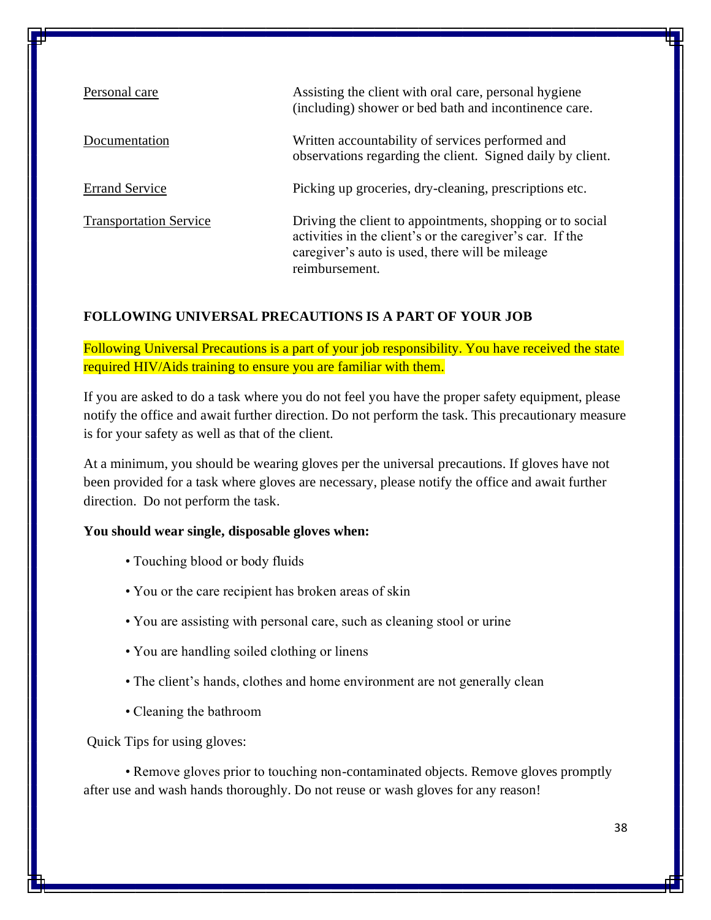| | |
|---|---|
| Personal care | Assisting the client with oral care, personal hygiene (including) shower or bed bath and incontinence care. |
| Documentation | Written accountability of services performed and observations regarding the client. Signed daily by client. |
| Errand Service | Picking up groceries, dry-cleaning, prescriptions etc. |
| Transportation Service | Driving the client to appointments, shopping or to social activities in the client's or the caregiver's car. If the caregiver's auto is used, there will be mileage reimbursement. |

## FOLLOWING UNIVERSAL PRECAUTIONS IS A PART OF YOUR JOB

Following Universal Precautions is a part of your job responsibility. You have received the state required HIV/Aids training to ensure you are familiar with them.

If you are asked to do a task where you do not feel you have the proper safety equipment, please notify the office and await further direction. Do not perform the task. This precautionary measure is for your safety as well as that of the client.

At a minimum, you should be wearing gloves per the universal precautions. If gloves have not been provided for a task where gloves are necessary, please notify the office and await further direction. Do not perform the task.

**You should wear single, disposable gloves when:**

- Touching blood or body fluids
- You or the care recipient has broken areas of skin
- You are assisting with personal care, such as cleaning stool or urine
- You are handling soiled clothing or linens
- The client's hands, clothes and home environment are not generally clean
- Cleaning the bathroom

Quick Tips for using gloves:

- Remove gloves prior to touching non-contaminated objects. Remove gloves promptly after use and wash hands thoroughly. Do not reuse or wash gloves for any reason!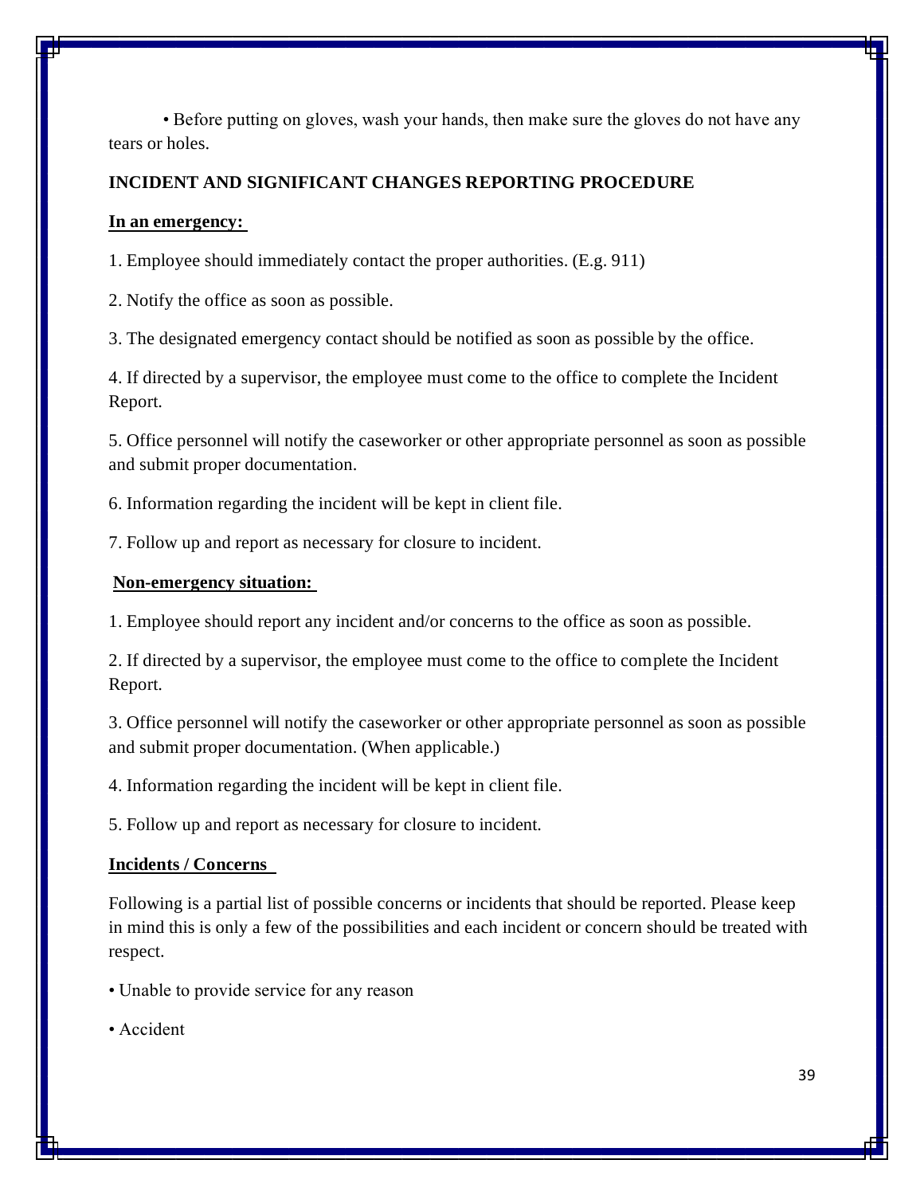• Before putting on gloves, wash your hands, then make sure the gloves do not have any tears or holes.

## INCIDENT AND SIGNIFICANT CHANGES REPORTING PROCEDURE

**In an emergency:**

1. Employee should immediately contact the proper authorities. (E.g. 911)

2. Notify the office as soon as possible.

3. The designated emergency contact should be notified as soon as possible by the office.

4. If directed by a supervisor, the employee must come to the office to complete the Incident Report.

5. Office personnel will notify the caseworker or other appropriate personnel as soon as possible and submit proper documentation.

6. Information regarding the incident will be kept in client file.

7. Follow up and report as necessary for closure to incident.

**Non-emergency situation:**

1. Employee should report any incident and/or concerns to the office as soon as possible.

2. If directed by a supervisor, the employee must come to the office to complete the Incident Report.

3. Office personnel will notify the caseworker or other appropriate personnel as soon as possible and submit proper documentation. (When applicable.)

4. Information regarding the incident will be kept in client file.

5. Follow up and report as necessary for closure to incident.

**Incidents / Concerns**

Following is a partial list of possible concerns or incidents that should be reported. Please keep in mind this is only a few of the possibilities and each incident or concern should be treated with respect.

• Unable to provide service for any reason

• Accident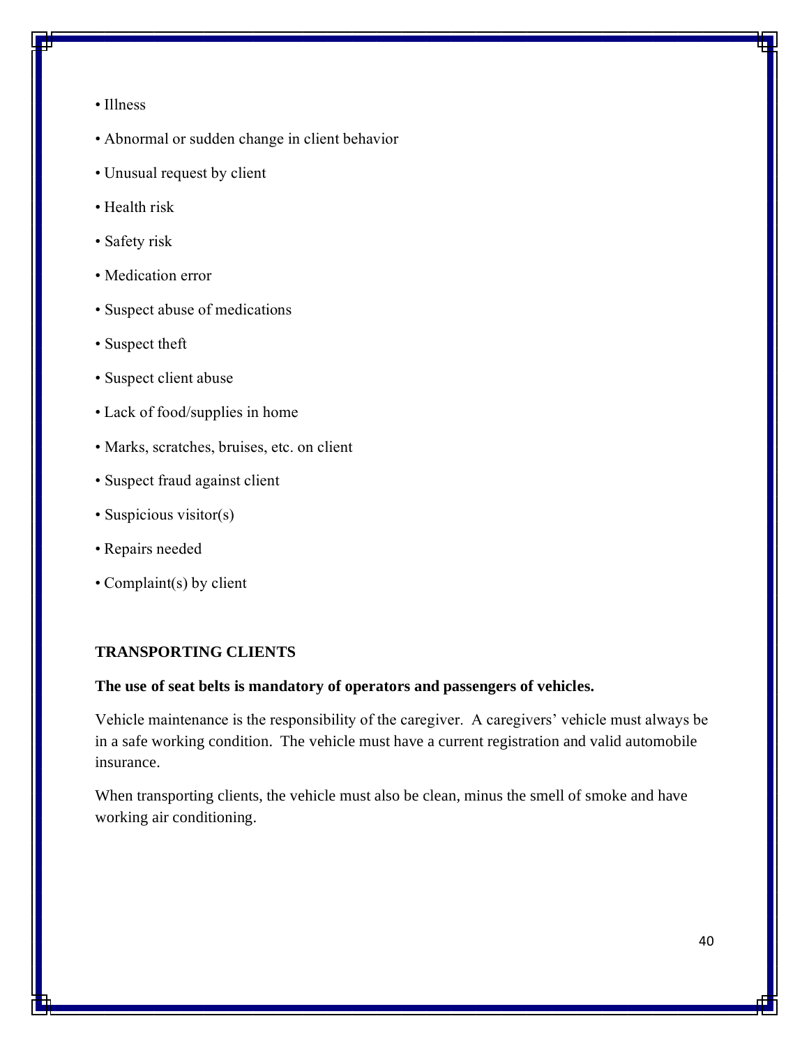- Illness
- Abnormal or sudden change in client behavior
- Unusual request by client
- Health risk
- Safety risk
- Medication error
- Suspect abuse of medications
- Suspect theft
- Suspect client abuse
- Lack of food/supplies in home
- Marks, scratches, bruises, etc. on client
- Suspect fraud against client
- Suspicious visitor(s)
- Repairs needed
- Complaint(s) by client

### TRANSPORTING CLIENTS

**The use of seat belts is mandatory of operators and passengers of vehicles.**

Vehicle maintenance is the responsibility of the caregiver. A caregivers' vehicle must always be in a safe working condition. The vehicle must have a current registration and valid automobile insurance.

When transporting clients, the vehicle must also be clean, minus the smell of smoke and have working air conditioning.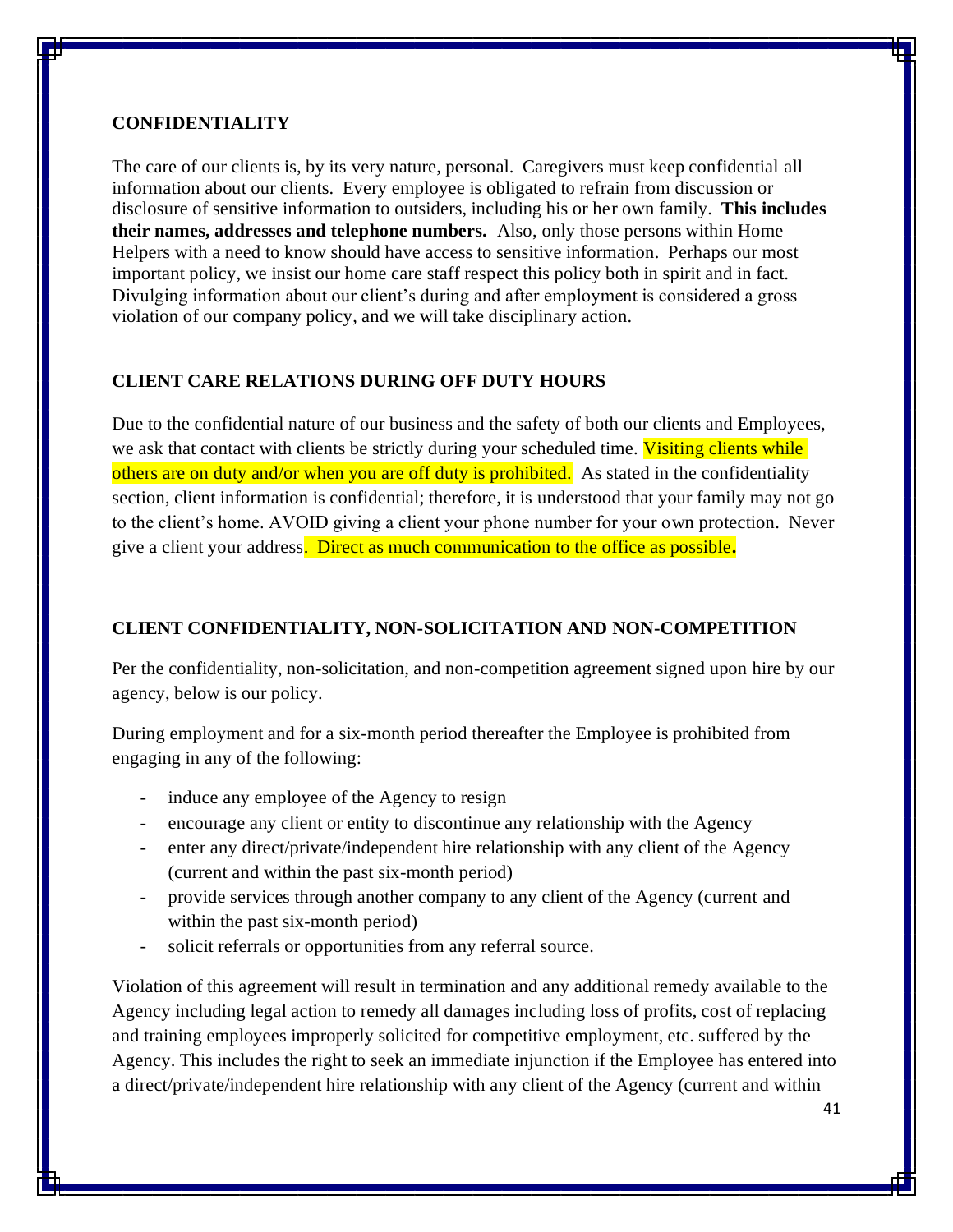## CONFIDENTIALITY

The care of our clients is, by its very nature, personal. Caregivers must keep confidential all information about our clients. Every employee is obligated to refrain from discussion or disclosure of sensitive information to outsiders, including his or her own family. **This includes their names, addresses and telephone numbers.** Also, only those persons within Home Helpers with a need to know should have access to sensitive information. Perhaps our most important policy, we insist our home care staff respect this policy both in spirit and in fact. Divulging information about our client's during and after employment is considered a gross violation of our company policy, and we will take disciplinary action.

## CLIENT CARE RELATIONS DURING OFF DUTY HOURS

Due to the confidential nature of our business and the safety of both our clients and Employees, we ask that contact with clients be strictly during your scheduled time. Visiting clients while others are on duty and/or when you are off duty is prohibited. As stated in the confidentiality section, client information is confidential; therefore, it is understood that your family may not go to the client's home. AVOID giving a client your phone number for your own protection. Never give a client your address. Direct as much communication to the office as possible**.**

## CLIENT CONFIDENTIALITY, NON-SOLICITATION AND NON-COMPETITION

Per the confidentiality, non-solicitation, and non-competition agreement signed upon hire by our agency, below is our policy.

During employment and for a six-month period thereafter the Employee is prohibited from engaging in any of the following:

- induce any employee of the Agency to resign
- encourage any client or entity to discontinue any relationship with the Agency
- enter any direct/private/independent hire relationship with any client of the Agency (current and within the past six-month period)
- provide services through another company to any client of the Agency (current and within the past six-month period)
- solicit referrals or opportunities from any referral source.

Violation of this agreement will result in termination and any additional remedy available to the Agency including legal action to remedy all damages including loss of profits, cost of replacing and training employees improperly solicited for competitive employment, etc. suffered by the Agency. This includes the right to seek an immediate injunction if the Employee has entered into a direct/private/independent hire relationship with any client of the Agency (current and within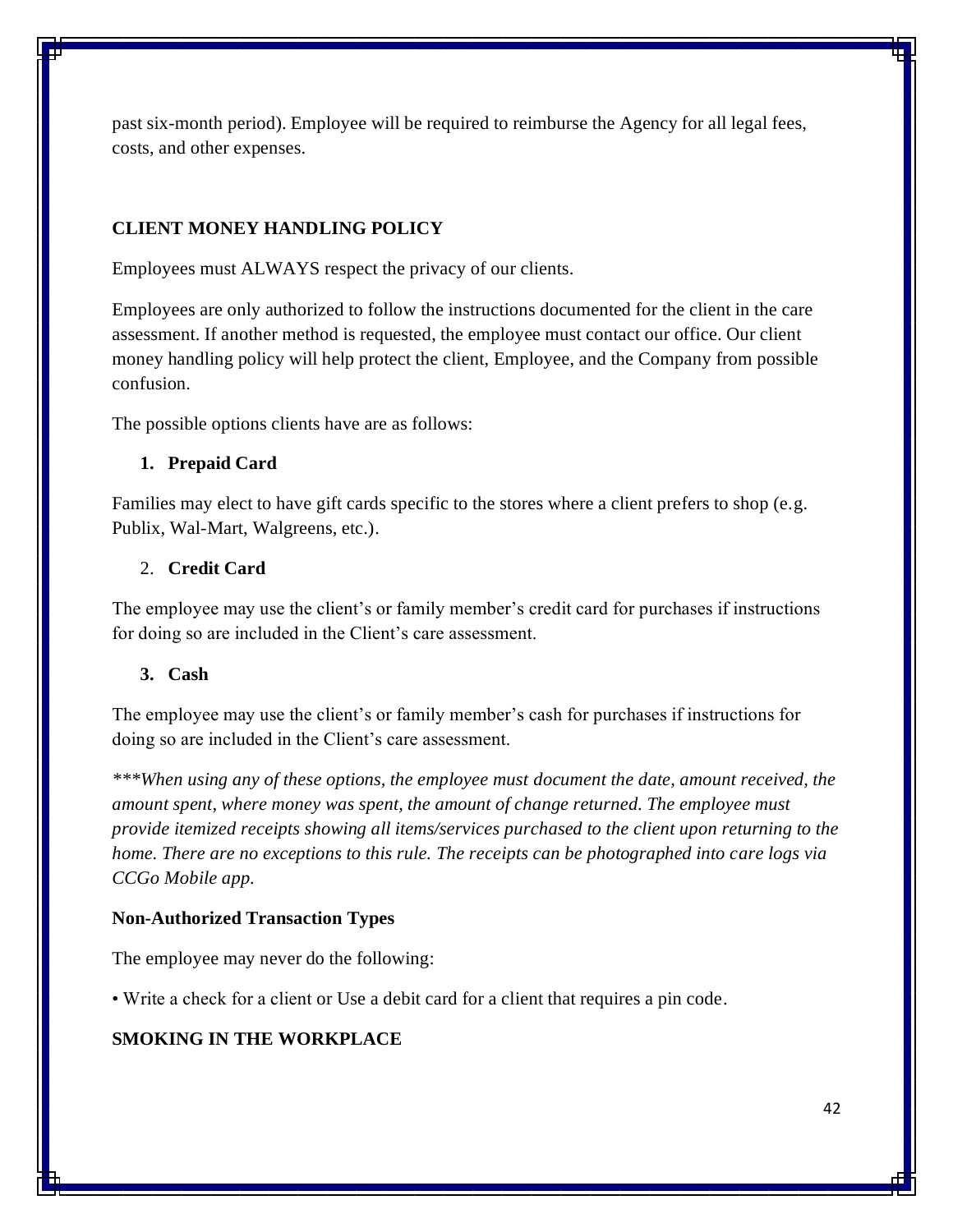past six-month period). Employee will be required to reimburse the Agency for all legal fees, costs, and other expenses.

## CLIENT MONEY HANDLING POLICY

Employees must ALWAYS respect the privacy of our clients.

Employees are only authorized to follow the instructions documented for the client in the care assessment. If another method is requested, the employee must contact our office. Our client money handling policy will help protect the client, Employee, and the Company from possible confusion.

The possible options clients have are as follows:

1. **Prepaid Card**

Families may elect to have gift cards specific to the stores where a client prefers to shop (e.g. Publix, Wal-Mart, Walgreens, etc.).

2. **Credit Card**

The employee may use the client's or family member's credit card for purchases if instructions for doing so are included in the Client's care assessment.

3. **Cash**

The employee may use the client's or family member's cash for purchases if instructions for doing so are included in the Client's care assessment.

****When using any of these options, the employee must document the date, amount received, the amount spent, where money was spent, the amount of change returned. The employee must provide itemized receipts showing all items/services purchased to the client upon returning to the home. There are no exceptions to this rule. The receipts can be photographed into care logs via CCGo Mobile app.*

**Non-Authorized Transaction Types**

The employee may never do the following:

• Write a check for a client or Use a debit card for a client that requires a pin code.

## SMOKING IN THE WORKPLACE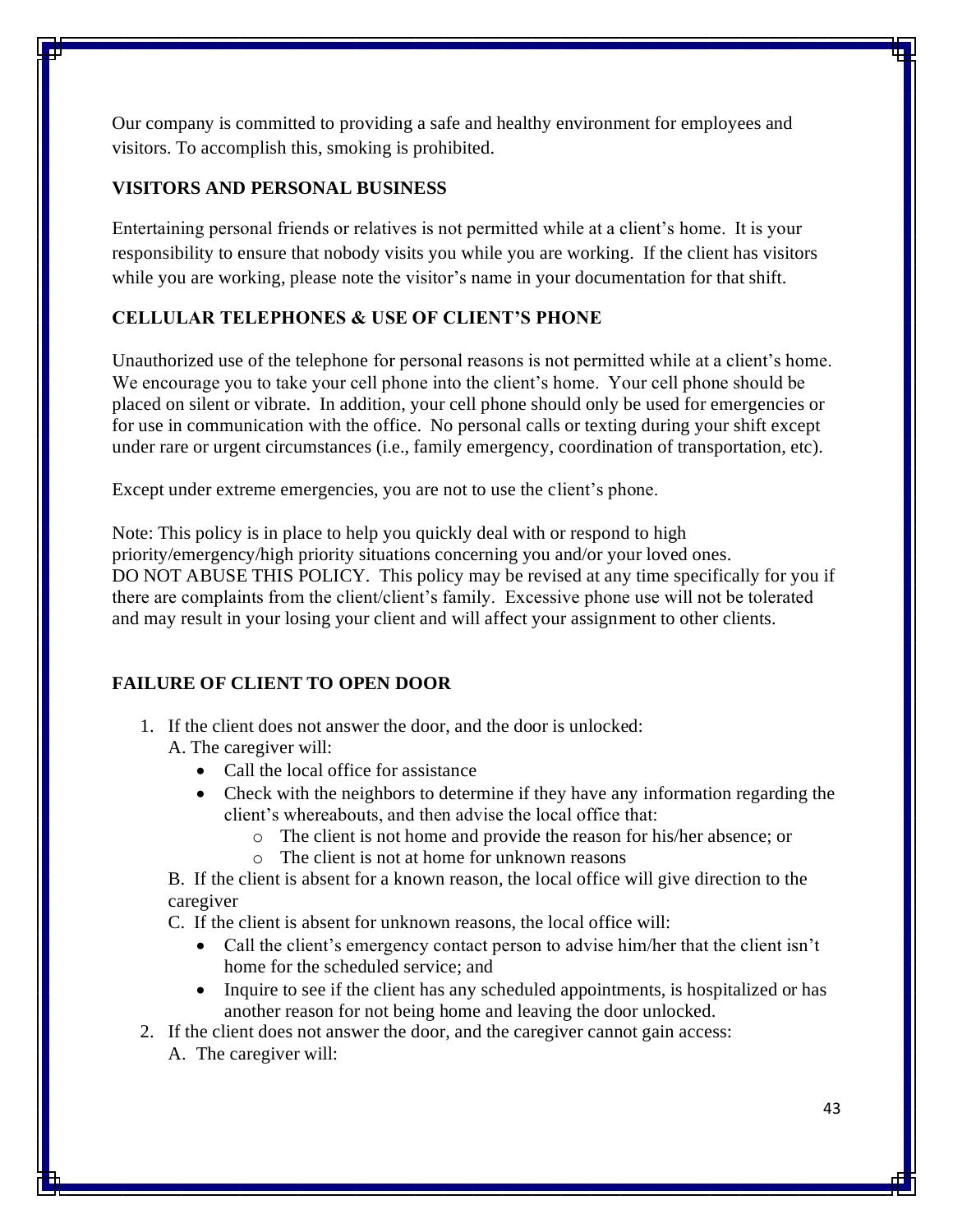Our company is committed to providing a safe and healthy environment for employees and visitors. To accomplish this, smoking is prohibited.

**VISITORS AND PERSONAL BUSINESS**

Entertaining personal friends or relatives is not permitted while at a client's home. It is your responsibility to ensure that nobody visits you while you are working. If the client has visitors while you are working, please note the visitor's name in your documentation for that shift.

**CELLULAR TELEPHONES & USE OF CLIENT'S PHONE**

Unauthorized use of the telephone for personal reasons is not permitted while at a client's home. We encourage you to take your cell phone into the client's home. Your cell phone should be placed on silent or vibrate. In addition, your cell phone should only be used for emergencies or for use in communication with the office. No personal calls or texting during your shift except under rare or urgent circumstances (i.e., family emergency, coordination of transportation, etc).

Except under extreme emergencies, you are not to use the client's phone.

Note: This policy is in place to help you quickly deal with or respond to high priority/emergency/high priority situations concerning you and/or your loved ones.
DO NOT ABUSE THIS POLICY. This policy may be revised at any time specifically for you if there are complaints from the client/client's family. Excessive phone use will not be tolerated and may result in your losing your client and will affect your assignment to other clients.

**FAILURE OF CLIENT TO OPEN DOOR**

1. If the client does not answer the door, and the door is unlocked:
   A. The caregiver will:
   - Call the local office for assistance
   - Check with the neighbors to determine if they have any information regarding the client's whereabouts, and then advise the local office that:
     - The client is not home and provide the reason for his/her absence; or
     - The client is not at home for unknown reasons

   B. If the client is absent for a known reason, the local office will give direction to the caregiver

   C. If the client is absent for unknown reasons, the local office will:
   - Call the client's emergency contact person to advise him/her that the client isn't home for the scheduled service; and
   - Inquire to see if the client has any scheduled appointments, is hospitalized or has another reason for not being home and leaving the door unlocked.
2. If the client does not answer the door, and the caregiver cannot gain access:
   A. The caregiver will: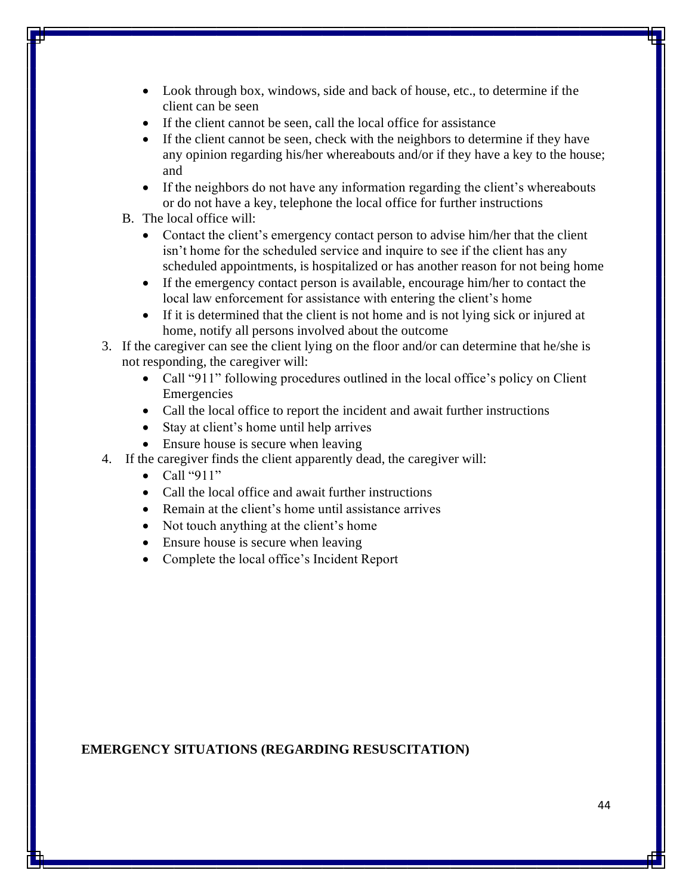- Look through box, windows, side and back of house, etc., to determine if the client can be seen
- If the client cannot be seen, call the local office for assistance
- If the client cannot be seen, check with the neighbors to determine if they have any opinion regarding his/her whereabouts and/or if they have a key to the house; and
- If the neighbors do not have any information regarding the client's whereabouts or do not have a key, telephone the local office for further instructions

B. The local office will:

- Contact the client's emergency contact person to advise him/her that the client isn't home for the scheduled service and inquire to see if the client has any scheduled appointments, is hospitalized or has another reason for not being home
- If the emergency contact person is available, encourage him/her to contact the local law enforcement for assistance with entering the client's home
- If it is determined that the client is not home and is not lying sick or injured at home, notify all persons involved about the outcome

3. If the caregiver can see the client lying on the floor and/or can determine that he/she is not responding, the caregiver will:
   - Call "911" following procedures outlined in the local office's policy on Client Emergencies
   - Call the local office to report the incident and await further instructions
   - Stay at client's home until help arrives
   - Ensure house is secure when leaving
4. If the caregiver finds the client apparently dead, the caregiver will:
   - Call "911"
   - Call the local office and await further instructions
   - Remain at the client's home until assistance arrives
   - Not touch anything at the client's home
   - Ensure house is secure when leaving
   - Complete the local office's Incident Report

**EMERGENCY SITUATIONS (REGARDING RESUSCITATION)**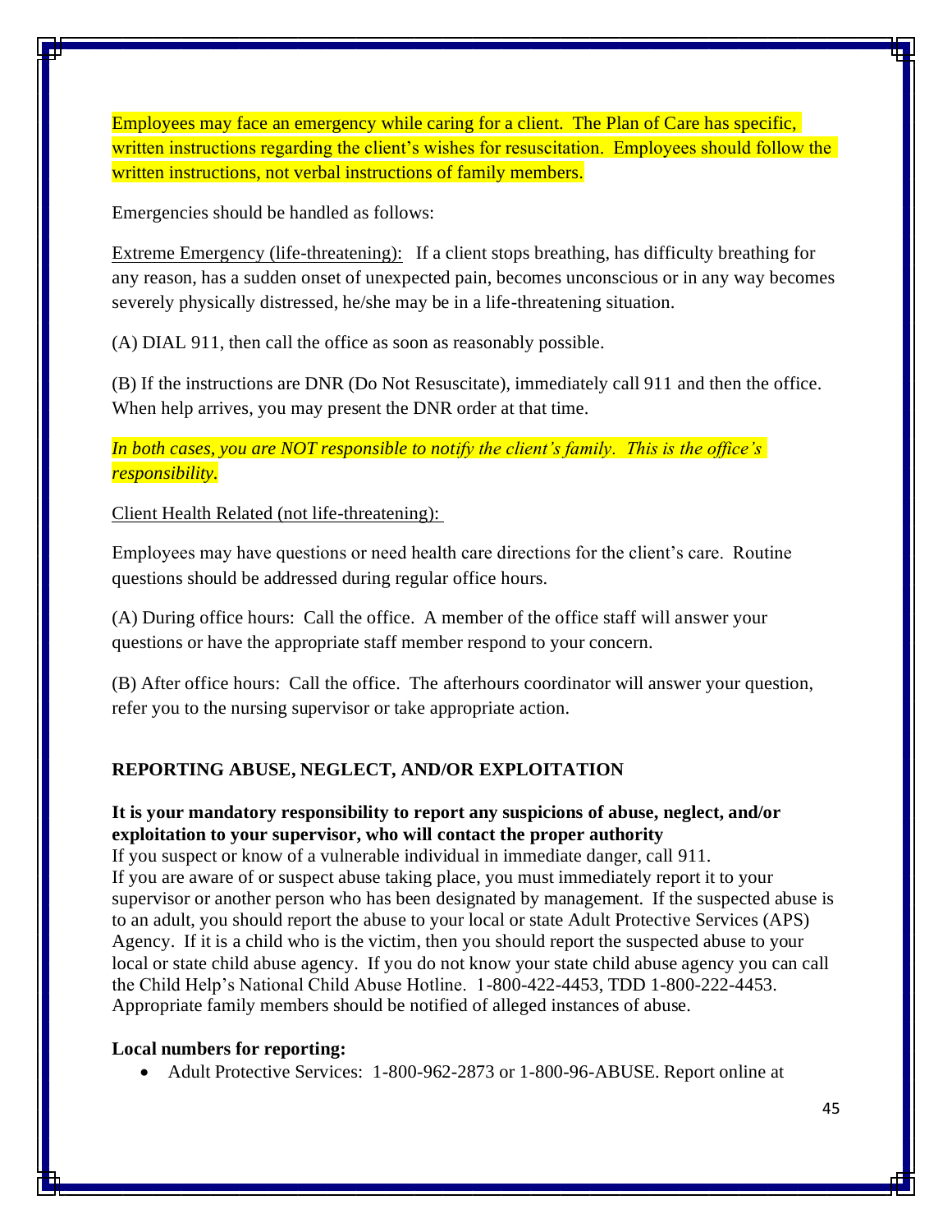Employees may face an emergency while caring for a client. The Plan of Care has specific, written instructions regarding the client's wishes for resuscitation. Employees should follow the written instructions, not verbal instructions of family members.

Emergencies should be handled as follows:

Extreme Emergency (life-threatening): If a client stops breathing, has difficulty breathing for any reason, has a sudden onset of unexpected pain, becomes unconscious or in any way becomes severely physically distressed, he/she may be in a life-threatening situation.

(A) DIAL 911, then call the office as soon as reasonably possible.

(B) If the instructions are DNR (Do Not Resuscitate), immediately call 911 and then the office. When help arrives, you may present the DNR order at that time.

*In both cases, you are NOT responsible to notify the client's family. This is the office's responsibility.*

Client Health Related (not life-threatening):

Employees may have questions or need health care directions for the client's care. Routine questions should be addressed during regular office hours.

(A) During office hours: Call the office. A member of the office staff will answer your questions or have the appropriate staff member respond to your concern.

(B) After office hours: Call the office. The afterhours coordinator will answer your question, refer you to the nursing supervisor or take appropriate action.

## REPORTING ABUSE, NEGLECT, AND/OR EXPLOITATION

**It is your mandatory responsibility to report any suspicions of abuse, neglect, and/or exploitation to your supervisor, who will contact the proper authority**

If you suspect or know of a vulnerable individual in immediate danger, call 911.

If you are aware of or suspect abuse taking place, you must immediately report it to your supervisor or another person who has been designated by management. If the suspected abuse is to an adult, you should report the abuse to your local or state Adult Protective Services (APS) Agency. If it is a child who is the victim, then you should report the suspected abuse to your local or state child abuse agency. If you do not know your state child abuse agency you can call the Child Help's National Child Abuse Hotline. 1-800-422-4453, TDD 1-800-222-4453. Appropriate family members should be notified of alleged instances of abuse.

**Local numbers for reporting:**

- Adult Protective Services: 1-800-962-2873 or 1-800-96-ABUSE. Report online at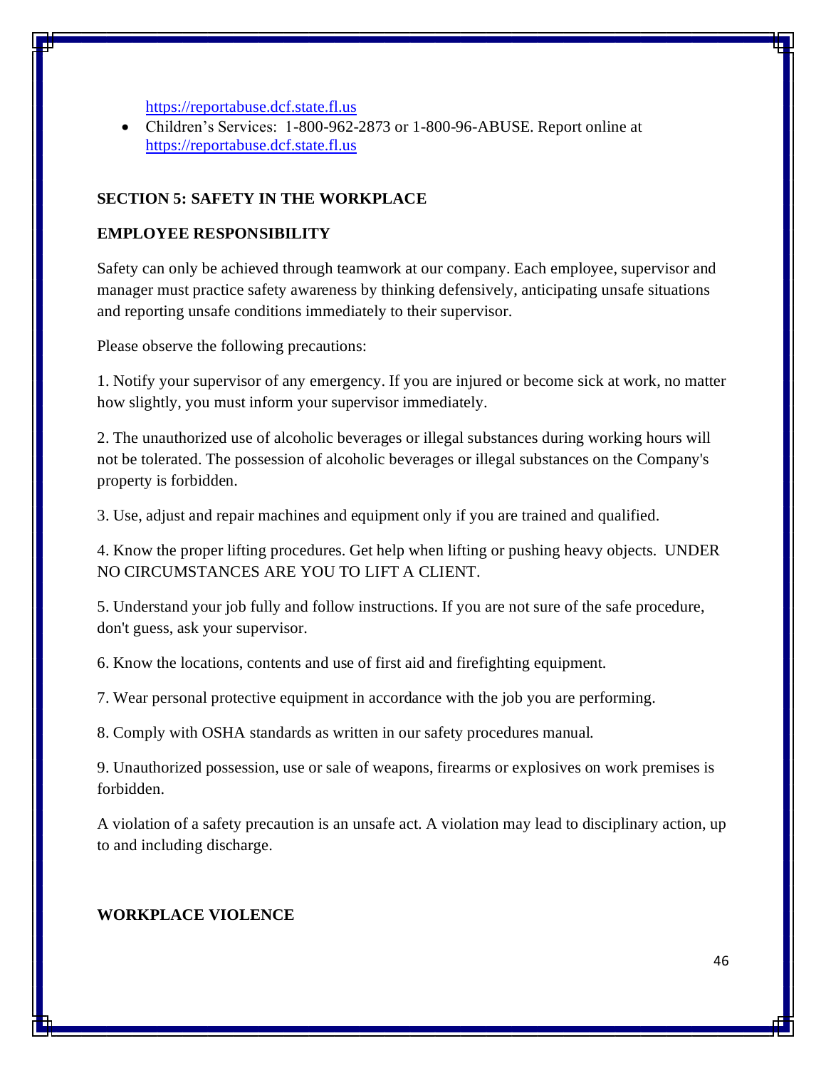https://reportabuse.dcf.state.fl.us

- Children's Services: 1-800-962-2873 or 1-800-96-ABUSE. Report online at https://reportabuse.dcf.state.fl.us

**SECTION 5: SAFETY IN THE WORKPLACE**

**EMPLOYEE RESPONSIBILITY**

Safety can only be achieved through teamwork at our company. Each employee, supervisor and manager must practice safety awareness by thinking defensively, anticipating unsafe situations and reporting unsafe conditions immediately to their supervisor.

Please observe the following precautions:

1. Notify your supervisor of any emergency. If you are injured or become sick at work, no matter how slightly, you must inform your supervisor immediately.

2. The unauthorized use of alcoholic beverages or illegal substances during working hours will not be tolerated. The possession of alcoholic beverages or illegal substances on the Company's property is forbidden.

3. Use, adjust and repair machines and equipment only if you are trained and qualified.

4. Know the proper lifting procedures. Get help when lifting or pushing heavy objects. UNDER NO CIRCUMSTANCES ARE YOU TO LIFT A CLIENT.

5. Understand your job fully and follow instructions. If you are not sure of the safe procedure, don't guess, ask your supervisor.

6. Know the locations, contents and use of first aid and firefighting equipment.

7. Wear personal protective equipment in accordance with the job you are performing.

8. Comply with OSHA standards as written in our safety procedures manual.

9. Unauthorized possession, use or sale of weapons, firearms or explosives on work premises is forbidden.

A violation of a safety precaution is an unsafe act. A violation may lead to disciplinary action, up to and including discharge.

**WORKPLACE VIOLENCE**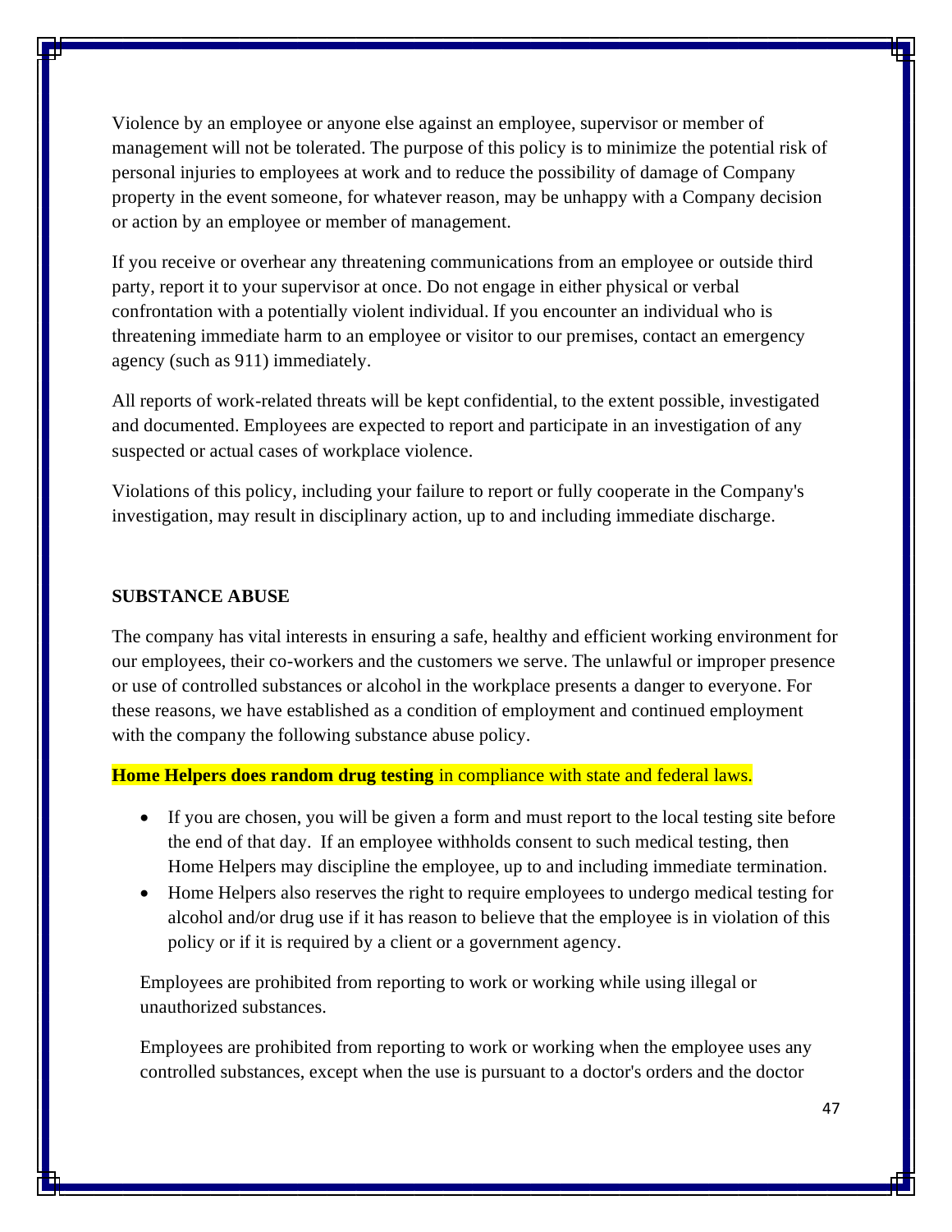Violence by an employee or anyone else against an employee, supervisor or member of management will not be tolerated. The purpose of this policy is to minimize the potential risk of personal injuries to employees at work and to reduce the possibility of damage of Company property in the event someone, for whatever reason, may be unhappy with a Company decision or action by an employee or member of management.

If you receive or overhear any threatening communications from an employee or outside third party, report it to your supervisor at once. Do not engage in either physical or verbal confrontation with a potentially violent individual. If you encounter an individual who is threatening immediate harm to an employee or visitor to our premises, contact an emergency agency (such as 911) immediately.

All reports of work-related threats will be kept confidential, to the extent possible, investigated and documented. Employees are expected to report and participate in an investigation of any suspected or actual cases of workplace violence.

Violations of this policy, including your failure to report or fully cooperate in the Company's investigation, may result in disciplinary action, up to and including immediate discharge.

**SUBSTANCE ABUSE**

The company has vital interests in ensuring a safe, healthy and efficient working environment for our employees, their co-workers and the customers we serve. The unlawful or improper presence or use of controlled substances or alcohol in the workplace presents a danger to everyone. For these reasons, we have established as a condition of employment and continued employment with the company the following substance abuse policy.

**Home Helpers does random drug testing** in compliance with state and federal laws.

- If you are chosen, you will be given a form and must report to the local testing site before the end of that day. If an employee withholds consent to such medical testing, then Home Helpers may discipline the employee, up to and including immediate termination.
- Home Helpers also reserves the right to require employees to undergo medical testing for alcohol and/or drug use if it has reason to believe that the employee is in violation of this policy or if it is required by a client or a government agency.

Employees are prohibited from reporting to work or working while using illegal or unauthorized substances.

Employees are prohibited from reporting to work or working when the employee uses any controlled substances, except when the use is pursuant to a doctor's orders and the doctor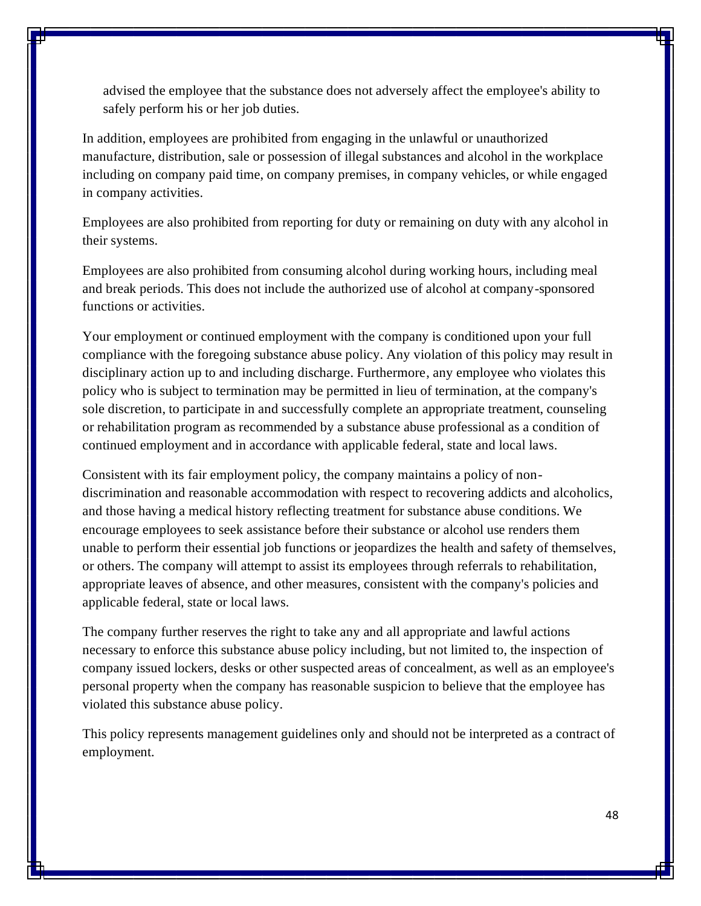advised the employee that the substance does not adversely affect the employee's ability to safely perform his or her job duties.

In addition, employees are prohibited from engaging in the unlawful or unauthorized manufacture, distribution, sale or possession of illegal substances and alcohol in the workplace including on company paid time, on company premises, in company vehicles, or while engaged in company activities.

Employees are also prohibited from reporting for duty or remaining on duty with any alcohol in their systems.

Employees are also prohibited from consuming alcohol during working hours, including meal and break periods. This does not include the authorized use of alcohol at company-sponsored functions or activities.

Your employment or continued employment with the company is conditioned upon your full compliance with the foregoing substance abuse policy. Any violation of this policy may result in disciplinary action up to and including discharge. Furthermore, any employee who violates this policy who is subject to termination may be permitted in lieu of termination, at the company's sole discretion, to participate in and successfully complete an appropriate treatment, counseling or rehabilitation program as recommended by a substance abuse professional as a condition of continued employment and in accordance with applicable federal, state and local laws.

Consistent with its fair employment policy, the company maintains a policy of non-discrimination and reasonable accommodation with respect to recovering addicts and alcoholics, and those having a medical history reflecting treatment for substance abuse conditions. We encourage employees to seek assistance before their substance or alcohol use renders them unable to perform their essential job functions or jeopardizes the health and safety of themselves, or others. The company will attempt to assist its employees through referrals to rehabilitation, appropriate leaves of absence, and other measures, consistent with the company's policies and applicable federal, state or local laws.

The company further reserves the right to take any and all appropriate and lawful actions necessary to enforce this substance abuse policy including, but not limited to, the inspection of company issued lockers, desks or other suspected areas of concealment, as well as an employee's personal property when the company has reasonable suspicion to believe that the employee has violated this substance abuse policy.

This policy represents management guidelines only and should not be interpreted as a contract of employment.